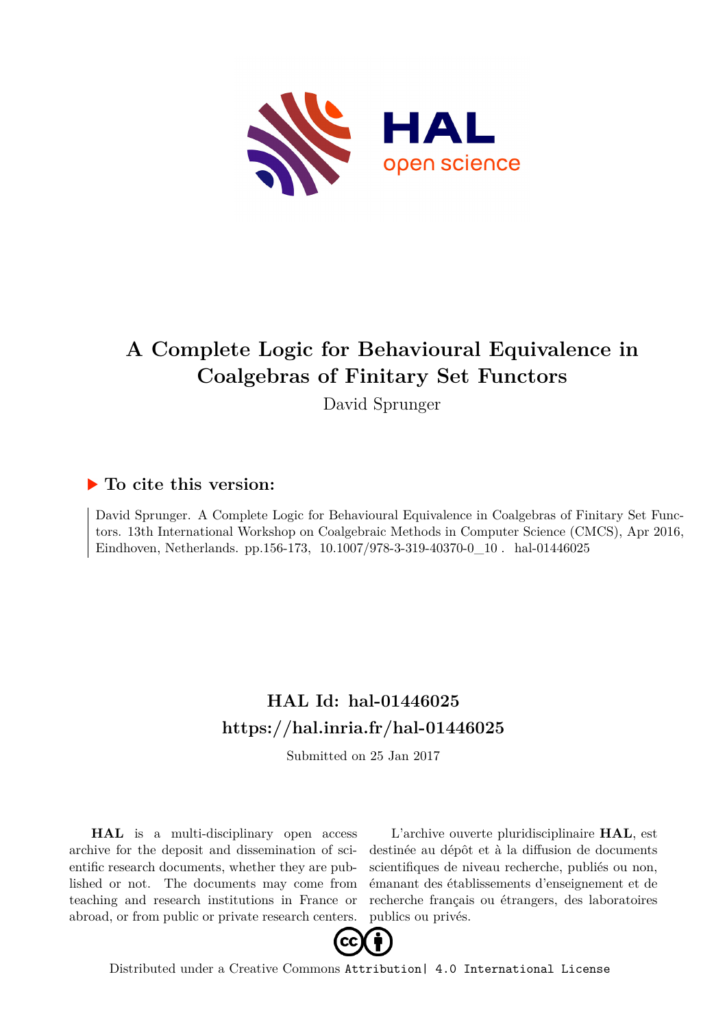# A Complete Logic for Behavioural Equivalence in Coalgebras of Finitary Set Functors

David Sprunger

## ▶ To cite this version:

David Sprunger. A Complete Logic for Behavioural Equivalence in Coalgebras of Finitary Set Functors. 13th International Workshop on Coalgebraic Methods in Computer Science (CMCS), Apr 2016, Eindhoven, Netherlands. pp.156-173, 10.1007/978-3-319-40370-0_10 . hal-01446025

## HAL Id: hal-01446025
## https://hal.inria.fr/hal-01446025

Submitted on 25 Jan 2017

**HAL** is a multi-disciplinary open access archive for the deposit and dissemination of scientific research documents, whether they are published or not. The documents may come from teaching and research institutions in France or abroad, or from public or private research centers.

L'archive ouverte pluridisciplinaire **HAL**, est destinée au dépôt et à la diffusion de documents scientifiques de niveau recherche, publiés ou non, émanant des établissements d'enseignement et de recherche français ou étrangers, des laboratoires publics ou privés.

Distributed under a Creative Commons Attribution| 4.0 International License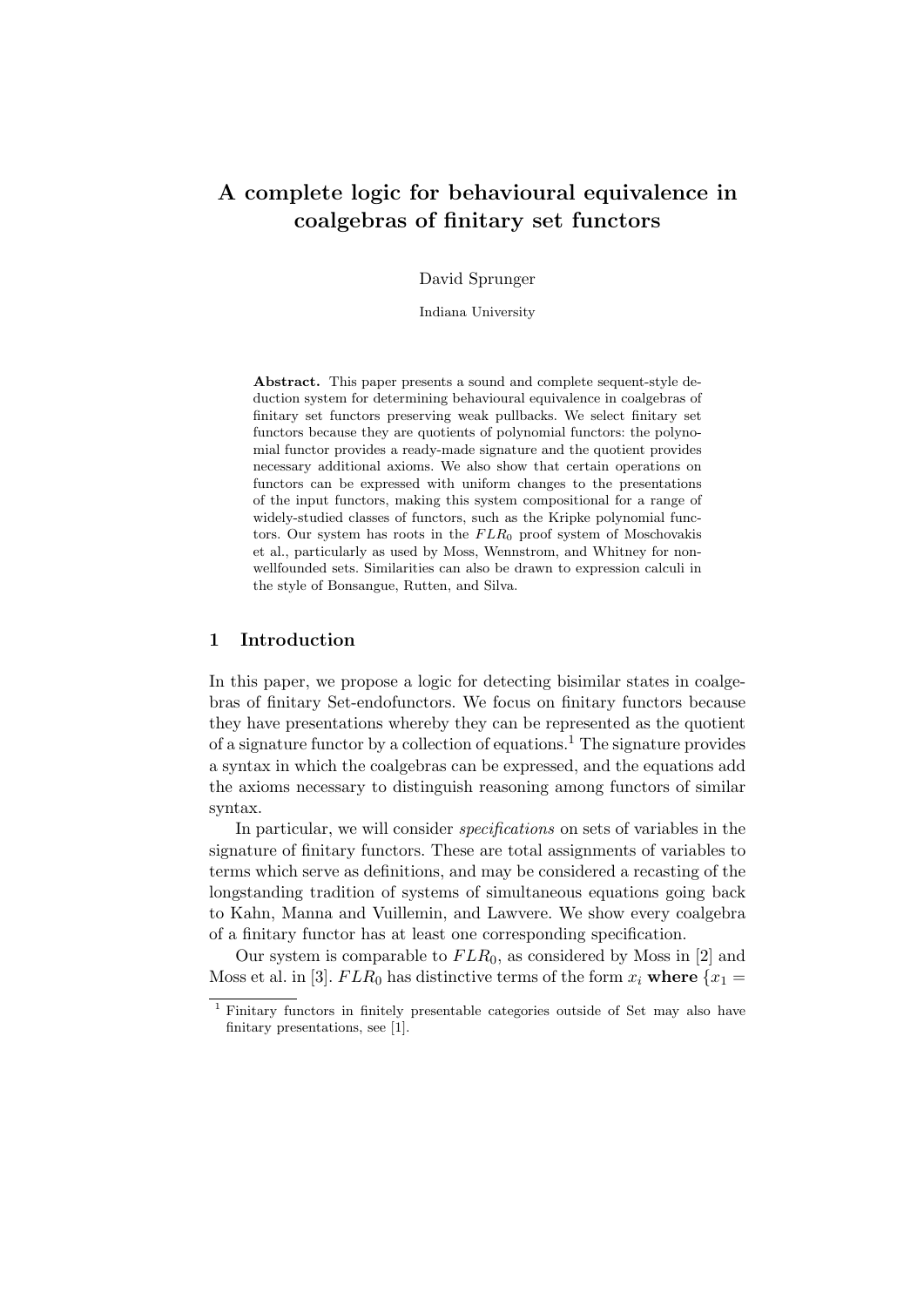# A complete logic for behavioural equivalence in coalgebras of finitary set functors

David Sprunger

Indiana University

**Abstract.** This paper presents a sound and complete sequent-style deduction system for determining behavioural equivalence in coalgebras of finitary set functors preserving weak pullbacks. We select finitary set functors because they are quotients of polynomial functors: the polynomial functor provides a ready-made signature and the quotient provides necessary additional axioms. We also show that certain operations on functors can be expressed with uniform changes to the presentations of the input functors, making this system compositional for a range of widely-studied classes of functors, such as the Kripke polynomial functors. Our system has roots in the $FLR_0$ proof system of Moschovakis et al., particularly as used by Moss, Wennstrom, and Whitney for non-wellfounded sets. Similarities can also be drawn to expression calculi in the style of Bonsangue, Rutten, and Silva.

## 1 Introduction

In this paper, we propose a logic for detecting bisimilar states in coalgebras of finitary Set-endofunctors. We focus on finitary functors because they have presentations whereby they can be represented as the quotient of a signature functor by a collection of equations.[1] The signature provides a syntax in which the coalgebras can be expressed, and the equations add the axioms necessary to distinguish reasoning among functors of similar syntax.

In particular, we will consider *specifications* on sets of variables in the signature of finitary functors. These are total assignments of variables to terms which serve as definitions, and may be considered a recasting of the longstanding tradition of systems of simultaneous equations going back to Kahn, Manna and Vuillemin, and Lawvere. We show every coalgebra of a finitary functor has at least one corresponding specification.

Our system is comparable to $FLR_0$, as considered by Moss in [2] and Moss et al. in [3]. $FLR_0$ has distinctive terms of the form $x_i$ **where** $\{x_1 =$

[1] Finitary functors in finitely presentable categories outside of Set may also have finitary presentations, see [1].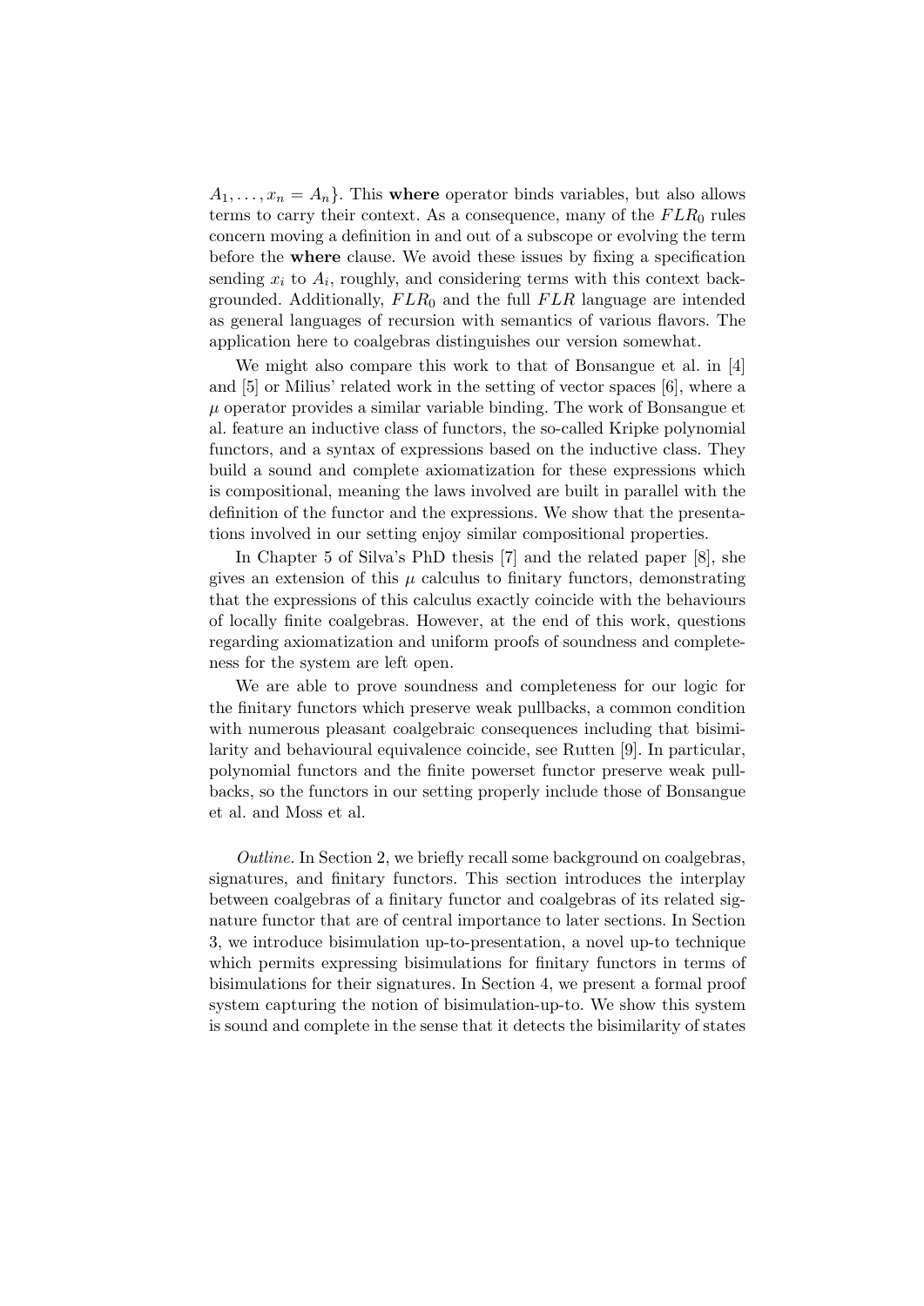$A_1, \ldots, x_n = A_n\}$. This **where** operator binds variables, but also allows terms to carry their context. As a consequence, many of the $FLR_0$ rules concern moving a definition in and out of a subscope or evolving the term before the **where** clause. We avoid these issues by fixing a specification sending $x_i$ to $A_i$, roughly, and considering terms with this context backgrounded. Additionally, $FLR_0$ and the full $FLR$ language are intended as general languages of recursion with semantics of various flavors. The application here to coalgebras distinguishes our version somewhat.

We might also compare this work to that of Bonsangue et al. in [4] and [5] or Milius' related work in the setting of vector spaces [6], where a $\mu$ operator provides a similar variable binding. The work of Bonsangue et al. feature an inductive class of functors, the so-called Kripke polynomial functors, and a syntax of expressions based on the inductive class. They build a sound and complete axiomatization for these expressions which is compositional, meaning the laws involved are built in parallel with the definition of the functor and the expressions. We show that the presentations involved in our setting enjoy similar compositional properties.

In Chapter 5 of Silva's PhD thesis [7] and the related paper [8], she gives an extension of this $\mu$ calculus to finitary functors, demonstrating that the expressions of this calculus exactly coincide with the behaviours of locally finite coalgebras. However, at the end of this work, questions regarding axiomatization and uniform proofs of soundness and completeness for the system are left open.

We are able to prove soundness and completeness for our logic for the finitary functors which preserve weak pullbacks, a common condition with numerous pleasant coalgebraic consequences including that bisimilarity and behavioural equivalence coincide, see Rutten [9]. In particular, polynomial functors and the finite powerset functor preserve weak pullbacks, so the functors in our setting properly include those of Bonsangue et al. and Moss et al.

*Outline.* In Section 2, we briefly recall some background on coalgebras, signatures, and finitary functors. This section introduces the interplay between coalgebras of a finitary functor and coalgebras of its related signature functor that are of central importance to later sections. In Section 3, we introduce bisimulation up-to-presentation, a novel up-to technique which permits expressing bisimulations for finitary functors in terms of bisimulations for their signatures. In Section 4, we present a formal proof system capturing the notion of bisimulation-up-to. We show this system is sound and complete in the sense that it detects the bisimilarity of states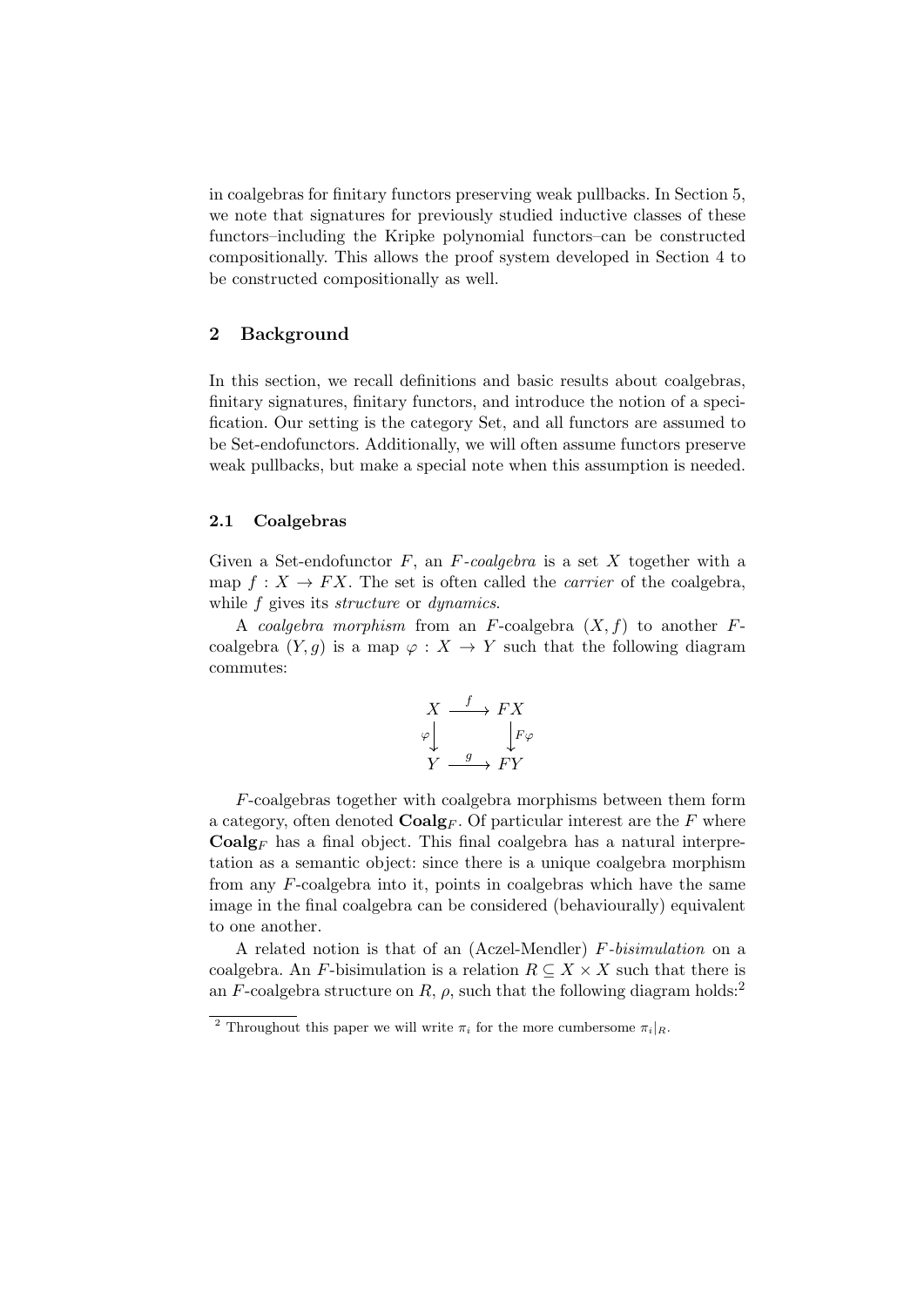in coalgebras for finitary functors preserving weak pullbacks. In Section 5, we note that signatures for previously studied inductive classes of these functors–including the Kripke polynomial functors–can be constructed compositionally. This allows the proof system developed in Section 4 to be constructed compositionally as well.

## 2 Background

In this section, we recall definitions and basic results about coalgebras, finitary signatures, finitary functors, and introduce the notion of a specification. Our setting is the category Set, and all functors are assumed to be Set-endofunctors. Additionally, we will often assume functors preserve weak pullbacks, but make a special note when this assumption is needed.

### 2.1 Coalgebras

Given a Set-endofunctor $F$, an *$F$-coalgebra* is a set $X$ together with a map $f : X \to FX$. The set is often called the *carrier* of the coalgebra, while $f$ gives its *structure* or *dynamics*.

A *coalgebra morphism* from an $F$-coalgebra $(X, f)$ to another $F$-coalgebra $(Y, g)$ is a map $\varphi : X \to Y$ such that the following diagram commutes:

$$\begin{array}{ccc} X & \xrightarrow{f} & FX \\ {\scriptstyle\varphi}\downarrow & & \downarrow{\scriptstyle F\varphi} \\ Y & \xrightarrow{g} & FY \end{array}$$

$F$-coalgebras together with coalgebra morphisms between them form a category, often denoted $\mathbf{Coalg}_F$. Of particular interest are the $F$ where $\mathbf{Coalg}_F$ has a final object. This final coalgebra has a natural interpretation as a semantic object: since there is a unique coalgebra morphism from any $F$-coalgebra into it, points in coalgebras which have the same image in the final coalgebra can be considered (behaviourally) equivalent to one another.

A related notion is that of an (Aczel-Mendler) *$F$-bisimulation* on a coalgebra. An $F$-bisimulation is a relation $R \subseteq X \times X$ such that there is an $F$-coalgebra structure on $R$, $\rho$, such that the following diagram holds:[2]

[2] Throughout this paper we will write $\pi_i$ for the more cumbersome $\pi_i|_R$.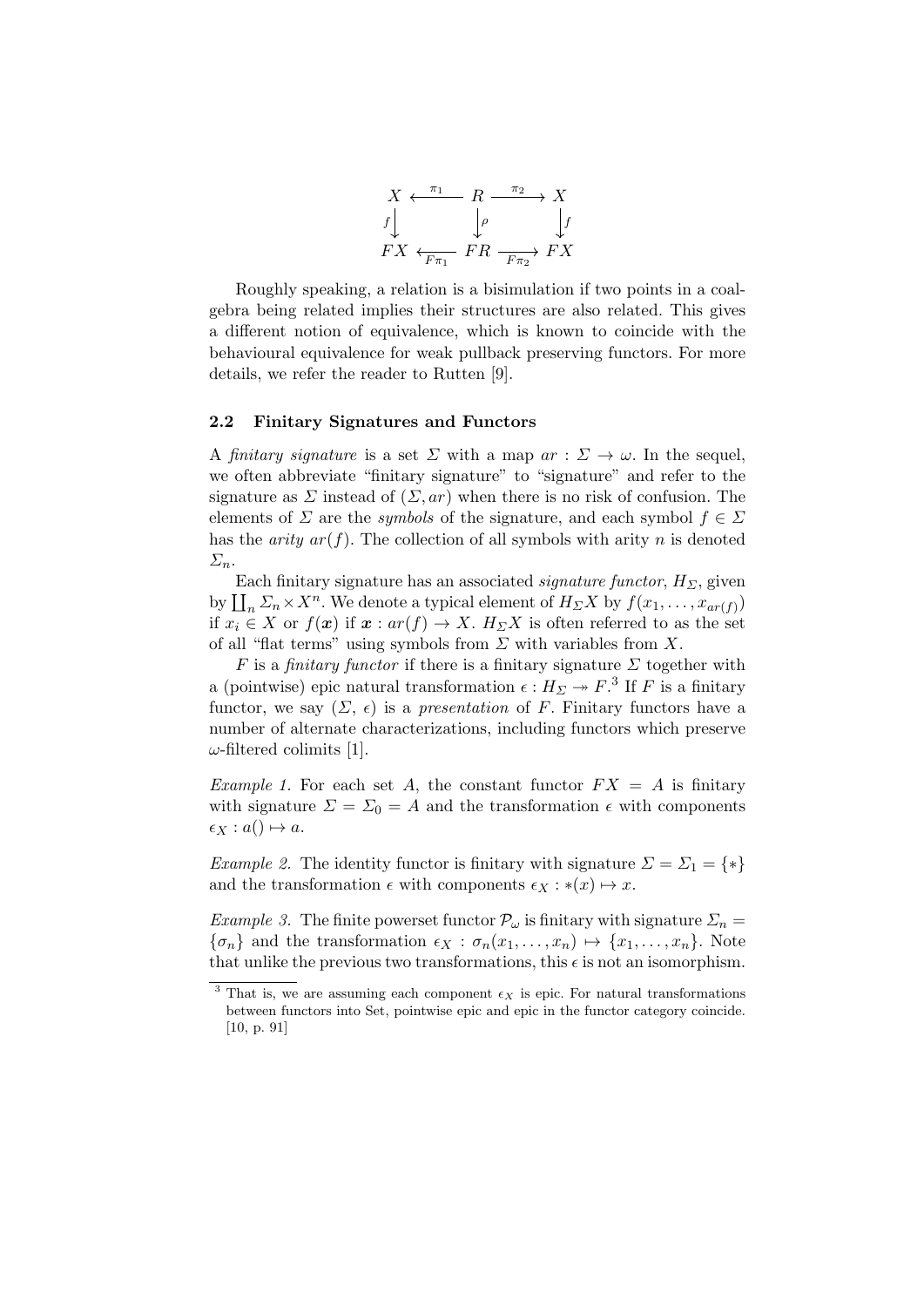$$
\begin{array}{ccccc}
X & \xleftarrow{\pi_1} & R & \xrightarrow{\pi_2} & X \\
{\scriptstyle f}\downarrow & & \downarrow{\scriptstyle \rho} & & \downarrow{\scriptstyle f} \\
FX & \xleftarrow[F\pi_1]{} & FR & \xrightarrow[F\pi_2]{} & FX
\end{array}
$$

Roughly speaking, a relation is a bisimulation if two points in a coalgebra being related implies their structures are also related. This gives a different notion of equivalence, which is known to coincide with the behavioural equivalence for weak pullback preserving functors. For more details, we refer the reader to Rutten [9].

### 2.2 Finitary Signatures and Functors

A *finitary signature* is a set $\Sigma$ with a map $ar : \Sigma \to \omega$. In the sequel, we often abbreviate "finitary signature" to "signature" and refer to the signature as $\Sigma$ instead of $(\Sigma, ar)$ when there is no risk of confusion. The elements of $\Sigma$ are the *symbols* of the signature, and each symbol $f \in \Sigma$ has the *arity* $ar(f)$. The collection of all symbols with arity $n$ is denoted $\Sigma_n$.

Each finitary signature has an associated *signature functor*, $H_\Sigma$, given by $\coprod_n \Sigma_n \times X^n$. We denote a typical element of $H_\Sigma X$ by $f(x_1, \ldots, x_{ar(f)})$ if $x_i \in X$ or $f(\boldsymbol{x})$ if $\boldsymbol{x} : ar(f) \to X$. $H_\Sigma X$ is often referred to as the set of all "flat terms" using symbols from $\Sigma$ with variables from $X$.

$F$ is a *finitary functor* if there is a finitary signature $\Sigma$ together with a (pointwise) epic natural transformation $\epsilon : H_\Sigma \twoheadrightarrow F$.[3] If $F$ is a finitary functor, we say $(\Sigma, \epsilon)$ is a *presentation* of $F$. Finitary functors have a number of alternate characterizations, including functors which preserve $\omega$-filtered colimits [1].

*Example 1.* For each set $A$, the constant functor $FX = A$ is finitary with signature $\Sigma = \Sigma_0 = A$ and the transformation $\epsilon$ with components $\epsilon_X : a() \mapsto a$.

*Example 2.* The identity functor is finitary with signature $\Sigma = \Sigma_1 = \{*\}$ and the transformation $\epsilon$ with components $\epsilon_X : *(x) \mapsto x$.

*Example 3.* The finite powerset functor $\mathcal{P}_\omega$ is finitary with signature $\Sigma_n = \{\sigma_n\}$ and the transformation $\epsilon_X : \sigma_n(x_1, \ldots, x_n) \mapsto \{x_1, \ldots, x_n\}$. Note that unlike the previous two transformations, this $\epsilon$ is not an isomorphism.

[3] That is, we are assuming each component $\epsilon_X$ is epic. For natural transformations between functors into Set, pointwise epic and epic in the functor category coincide. [10, p. 91]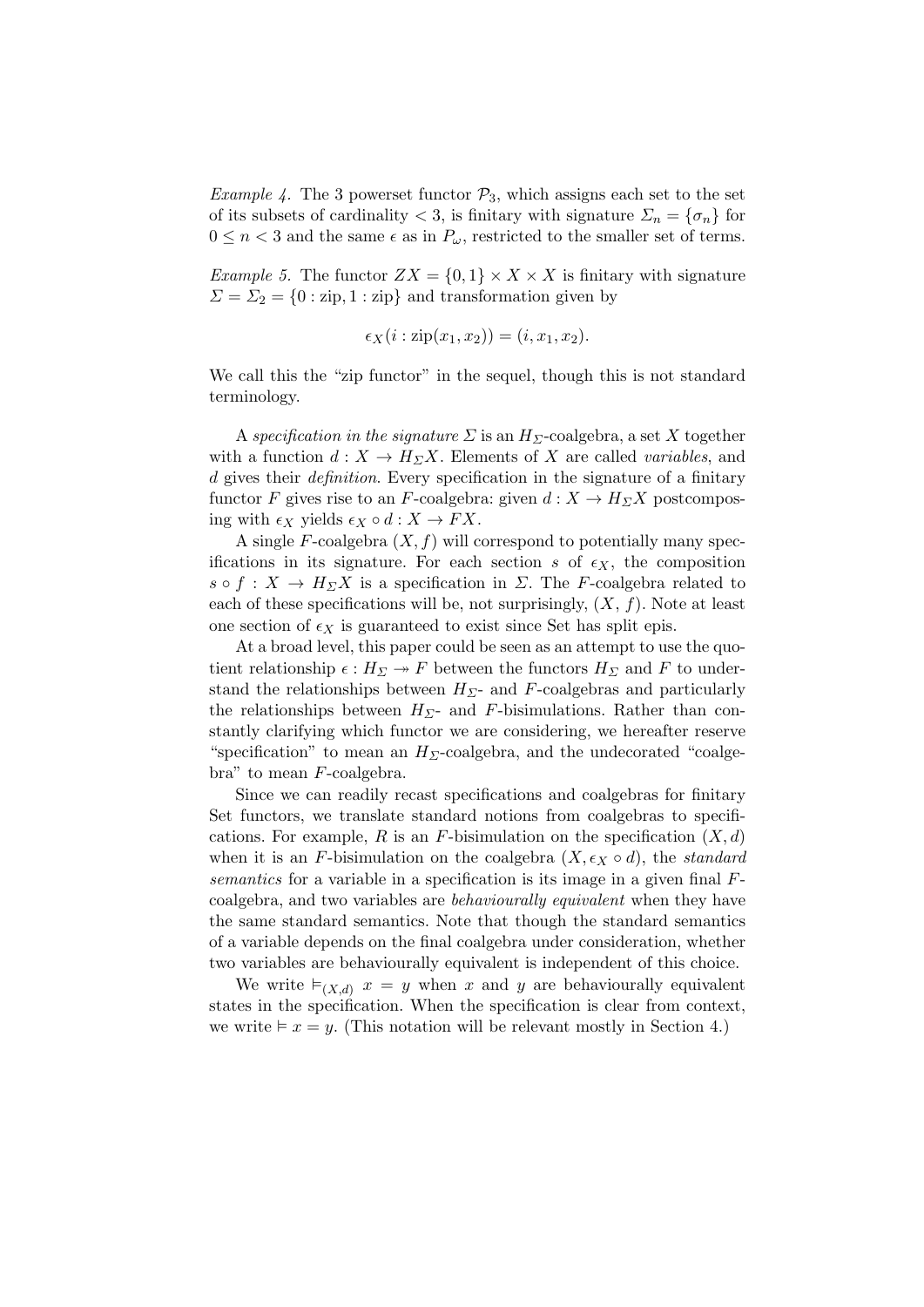*Example 4.* The 3 powerset functor $\mathcal{P}_3$, which assigns each set to the set of its subsets of cardinality $< 3$, is finitary with signature $\Sigma_n = \{\sigma_n\}$ for $0 \leq n < 3$ and the same $\epsilon$ as in $P_\omega$, restricted to the smaller set of terms.

*Example 5.* The functor $ZX = \{0, 1\} \times X \times X$ is finitary with signature $\Sigma = \Sigma_2 = \{0 : \text{zip}, 1 : \text{zip}\}$ and transformation given by

$$\epsilon_X(i : \text{zip}(x_1, x_2)) = (i, x_1, x_2).$$

We call this the "zip functor" in the sequel, though this is not standard terminology.

A *specification in the signature $\Sigma$* is an $H_\Sigma$-coalgebra, a set $X$ together with a function $d : X \to H_\Sigma X$. Elements of $X$ are called *variables*, and $d$ gives their *definition*. Every specification in the signature of a finitary functor $F$ gives rise to an $F$-coalgebra: given $d : X \to H_\Sigma X$ postcomposing with $\epsilon_X$ yields $\epsilon_X \circ d : X \to FX$.

A single $F$-coalgebra $(X, f)$ will correspond to potentially many specifications in its signature. For each section $s$ of $\epsilon_X$, the composition $s \circ f : X \to H_\Sigma X$ is a specification in $\Sigma$. The $F$-coalgebra related to each of these specifications will be, not surprisingly, $(X, f)$. Note at least one section of $\epsilon_X$ is guaranteed to exist since Set has split epis.

At a broad level, this paper could be seen as an attempt to use the quotient relationship $\epsilon : H_\Sigma \twoheadrightarrow F$ between the functors $H_\Sigma$ and $F$ to understand the relationships between $H_\Sigma$- and $F$-coalgebras and particularly the relationships between $H_\Sigma$- and $F$-bisimulations. Rather than constantly clarifying which functor we are considering, we hereafter reserve "specification" to mean an $H_\Sigma$-coalgebra, and the undecorated "coalgebra" to mean $F$-coalgebra.

Since we can readily recast specifications and coalgebras for finitary Set functors, we translate standard notions from coalgebras to specifications. For example, $R$ is an $F$-bisimulation on the specification $(X, d)$ when it is an $F$-bisimulation on the coalgebra $(X, \epsilon_X \circ d)$, the *standard semantics* for a variable in a specification is its image in a given final $F$-coalgebra, and two variables are *behaviourally equivalent* when they have the same standard semantics. Note that though the standard semantics of a variable depends on the final coalgebra under consideration, whether two variables are behaviourally equivalent is independent of this choice.

We write $\vDash_{(X,d)} x = y$ when $x$ and $y$ are behaviourally equivalent states in the specification. When the specification is clear from context, we write $\vDash x = y$. (This notation will be relevant mostly in Section 4.)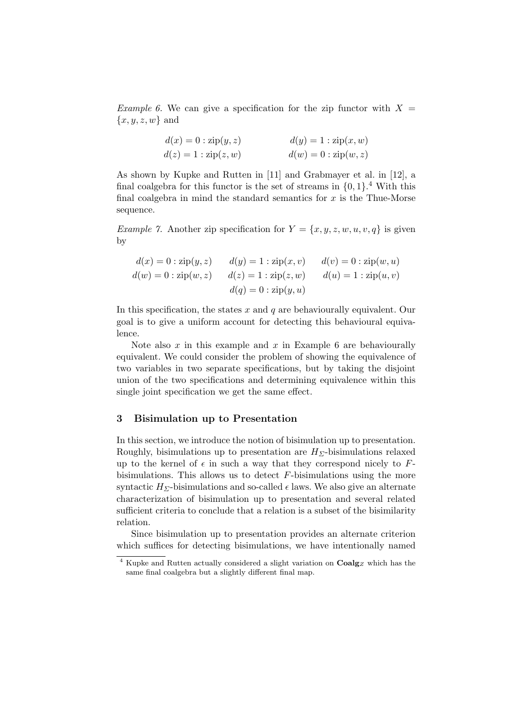*Example 6.* We can give a specification for the zip functor with $X = \{x, y, z, w\}$ and

$$d(x) = 0 : \mathrm{zip}(y, z) \qquad d(y) = 1 : \mathrm{zip}(x, w)$$
$$d(z) = 1 : \mathrm{zip}(z, w) \qquad d(w) = 0 : \mathrm{zip}(w, z)$$

As shown by Kupke and Rutten in [11] and Grabmayer et al. in [12], a final coalgebra for this functor is the set of streams in $\{0, 1\}$.[4] With this final coalgebra in mind the standard semantics for $x$ is the Thue-Morse sequence.

*Example 7.* Another zip specification for $Y = \{x, y, z, w, u, v, q\}$ is given by

$$d(x) = 0 : \mathrm{zip}(y, z) \qquad d(y) = 1 : \mathrm{zip}(x, v) \qquad d(v) = 0 : \mathrm{zip}(w, u)$$
$$d(w) = 0 : \mathrm{zip}(w, z) \qquad d(z) = 1 : \mathrm{zip}(z, w) \qquad d(u) = 1 : \mathrm{zip}(u, v)$$
$$d(q) = 0 : \mathrm{zip}(y, u)$$

In this specification, the states $x$ and $q$ are behaviourally equivalent. Our goal is to give a uniform account for detecting this behavioural equivalence.

Note also $x$ in this example and $x$ in Example 6 are behaviourally equivalent. We could consider the problem of showing the equivalence of two variables in two separate specifications, but by taking the disjoint union of the two specifications and determining equivalence within this single joint specification we get the same effect.

## 3 Bisimulation up to Presentation

In this section, we introduce the notion of bisimulation up to presentation. Roughly, bisimulations up to presentation are $H_\Sigma$-bisimulations relaxed up to the kernel of $\epsilon$ in such a way that they correspond nicely to $F$-bisimulations. This allows us to detect $F$-bisimulations using the more syntactic $H_\Sigma$-bisimulations and so-called $\epsilon$ laws. We also give an alternate characterization of bisimulation up to presentation and several related sufficient criteria to conclude that a relation is a subset of the bisimilarity relation.

Since bisimulation up to presentation provides an alternate criterion which suffices for detecting bisimulations, we have intentionally named

[4] Kupke and Rutten actually considered a slight variation on $\mathbf{Coalg}_Z$ which has the same final coalgebra but a slightly different final map.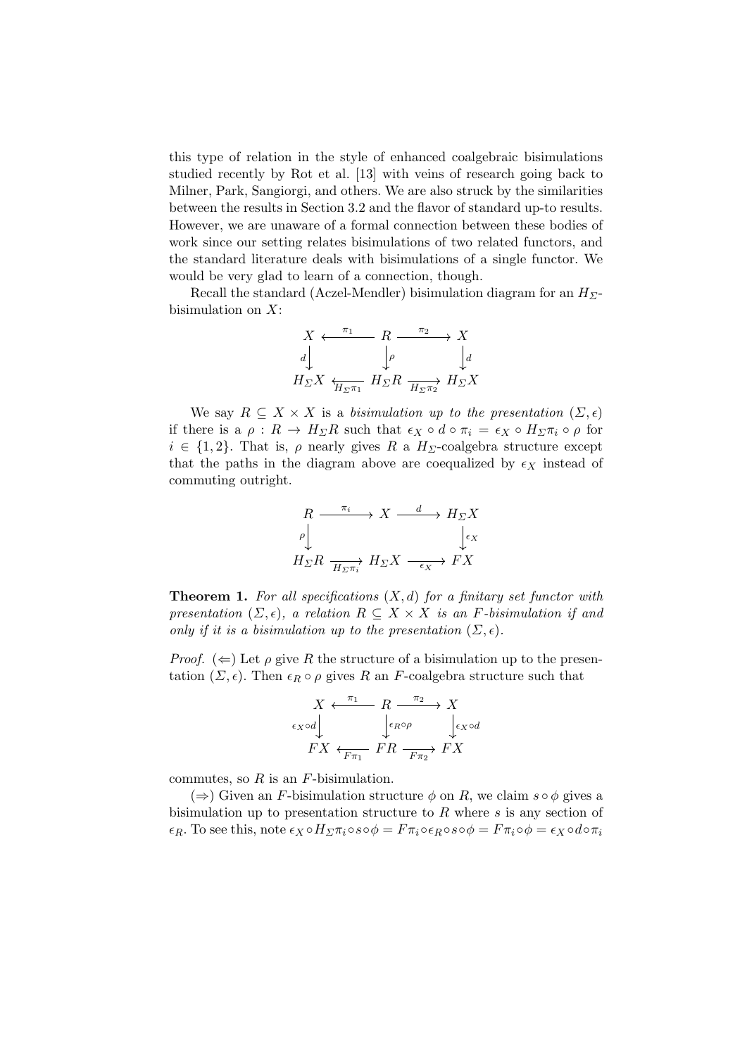this type of relation in the style of enhanced coalgebraic bisimulations studied recently by Rot et al. [13] with veins of research going back to Milner, Park, Sangiorgi, and others. We are also struck by the similarities between the results in Section 3.2 and the flavor of standard up-to results. However, we are unaware of a formal connection between these bodies of work since our setting relates bisimulations of two related functors, and the standard literature deals with bisimulations of a single functor. We would be very glad to learn of a connection, though.

Recall the standard (Aczel-Mendler) bisimulation diagram for an $H_\Sigma$-bisimulation on $X$:

$$\begin{array}{ccccc} X & \xleftarrow{\pi_1} & R & \xrightarrow{\pi_2} & X \\ {\scriptstyle d}\downarrow & & \downarrow{\scriptstyle \rho} & & \downarrow{\scriptstyle d} \\ H_\Sigma X & \xleftarrow[H_\Sigma \pi_1]{} & H_\Sigma R & \xrightarrow[H_\Sigma \pi_2]{} & H_\Sigma X \end{array}$$

We say $R \subseteq X \times X$ is a *bisimulation up to the presentation* $(\Sigma, \epsilon)$ if there is a $\rho : R \to H_\Sigma R$ such that $\epsilon_X \circ d \circ \pi_i = \epsilon_X \circ H_\Sigma \pi_i \circ \rho$ for $i \in \{1, 2\}$. That is, $\rho$ nearly gives $R$ a $H_\Sigma$-coalgebra structure except that the paths in the diagram above are coequalized by $\epsilon_X$ instead of commuting outright.

$$\begin{array}{ccccc} R & \xrightarrow{\pi_i} & X & \xrightarrow{d} & H_\Sigma X \\ {\scriptstyle \rho}\downarrow & & & & \downarrow{\scriptstyle \epsilon_X} \\ H_\Sigma R & \xrightarrow[H_\Sigma \pi_i]{} & H_\Sigma X & \xrightarrow[\epsilon_X]{} & FX \end{array}$$

**Theorem 1.** *For all specifications $(X, d)$ for a finitary set functor with presentation $(\Sigma, \epsilon)$, a relation $R \subseteq X \times X$ is an $F$-bisimulation if and only if it is a bisimulation up to the presentation $(\Sigma, \epsilon)$.*

*Proof.* ($\Leftarrow$) Let $\rho$ give $R$ the structure of a bisimulation up to the presentation $(\Sigma, \epsilon)$. Then $\epsilon_R \circ \rho$ gives $R$ an $F$-coalgebra structure such that

$$\begin{array}{ccccc} X & \xleftarrow{\pi_1} & R & \xrightarrow{\pi_2} & X \\ {\scriptstyle \epsilon_X \circ d}\downarrow & & \downarrow{\scriptstyle \epsilon_R \circ \rho} & & \downarrow{\scriptstyle \epsilon_X \circ d} \\ FX & \xleftarrow[F\pi_1]{} & FR & \xrightarrow[F\pi_2]{} & FX \end{array}$$

commutes, so $R$ is an $F$-bisimulation.

($\Rightarrow$) Given an $F$-bisimulation structure $\phi$ on $R$, we claim $s \circ \phi$ gives a bisimulation up to presentation structure to $R$ where $s$ is any section of $\epsilon_R$. To see this, note $\epsilon_X \circ H_\Sigma \pi_i \circ s \circ \phi = F\pi_i \circ \epsilon_R \circ s \circ \phi = F\pi_i \circ \phi = \epsilon_X \circ d \circ \pi_i$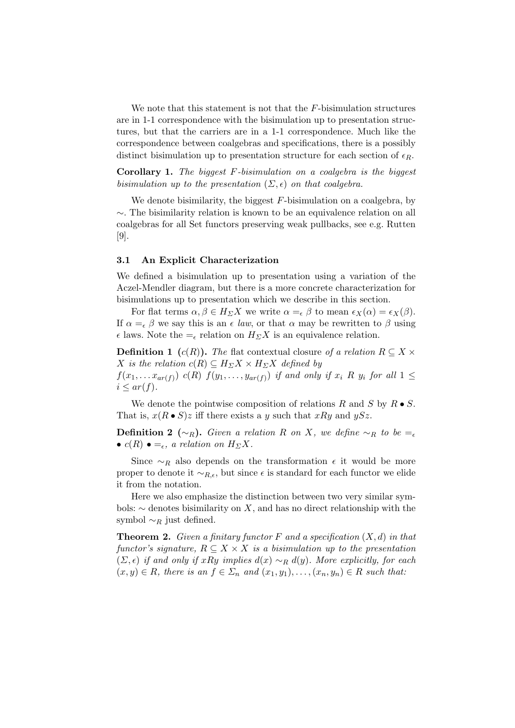We note that this statement is not that the $F$-bisimulation structures are in 1-1 correspondence with the bisimulation up to presentation structures, but that the carriers are in a 1-1 correspondence. Much like the correspondence between coalgebras and specifications, there is a possibly distinct bisimulation up to presentation structure for each section of $\epsilon_R$.

**Corollary 1.** *The biggest $F$-bisimulation on a coalgebra is the biggest bisimulation up to the presentation $(\Sigma, \epsilon)$ on that coalgebra.*

We denote bisimilarity, the biggest $F$-bisimulation on a coalgebra, by $\sim$. The bisimilarity relation is known to be an equivalence relation on all coalgebras for all Set functors preserving weak pullbacks, see e.g. Rutten [9].

### 3.1 An Explicit Characterization

We defined a bisimulation up to presentation using a variation of the Aczel-Mendler diagram, but there is a more concrete characterization for bisimulations up to presentation which we describe in this section.

For flat terms $\alpha, \beta \in H_\Sigma X$ we write $\alpha =_\epsilon \beta$ to mean $\epsilon_X(\alpha) = \epsilon_X(\beta)$. If $\alpha =_\epsilon \beta$ we say this is an $\epsilon$ *law*, or that $\alpha$ may be rewritten to $\beta$ using $\epsilon$ laws. Note the $=_\epsilon$ relation on $H_\Sigma X$ is an equivalence relation.

**Definition 1 ($c(R)$).** *The* flat contextual closure *of a relation $R \subseteq X \times X$ is the relation $c(R) \subseteq H_\Sigma X \times H_\Sigma X$ defined by $f(x_1, \ldots x_{ar(f)})\ c(R)\ f(y_1, \ldots, y_{ar(f)})$ if and only if $x_i\ R\ y_i$ for all $1 \leq i \leq ar(f)$.*

We denote the pointwise composition of relations $R$ and $S$ by $R \bullet S$. That is, $x(R \bullet S)z$ iff there exists a $y$ such that $xRy$ and $ySz$.

**Definition 2 ($\sim_R$).** *Given a relation $R$ on $X$, we define $\sim_R$ to be $=_\epsilon \bullet\ c(R) \bullet =_\epsilon$, a relation on $H_\Sigma X$.*

Since $\sim_R$ also depends on the transformation $\epsilon$ it would be more proper to denote it $\sim_{R,\epsilon}$, but since $\epsilon$ is standard for each functor we elide it from the notation.

Here we also emphasize the distinction between two very similar symbols: $\sim$ denotes bisimilarity on $X$, and has no direct relationship with the symbol $\sim_R$ just defined.

**Theorem 2.** *Given a finitary functor $F$ and a specification $(X, d)$ in that functor's signature, $R \subseteq X \times X$ is a bisimulation up to the presentation $(\Sigma, \epsilon)$ if and only if $xRy$ implies $d(x) \sim_R d(y)$. More explicitly, for each $(x, y) \in R$, there is an $f \in \Sigma_n$ and $(x_1, y_1), \ldots, (x_n, y_n) \in R$ such that:*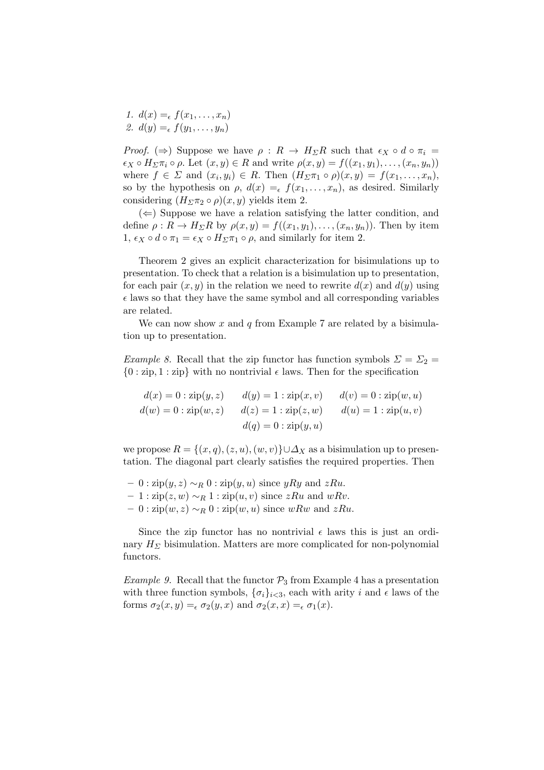1. $d(x) =_\epsilon f(x_1, \ldots, x_n)$
2. $d(y) =_\epsilon f(y_1, \ldots, y_n)$

*Proof.* ($\Rightarrow$) Suppose we have $\rho : R \to H_\Sigma R$ such that $\epsilon_X \circ d \circ \pi_i = \epsilon_X \circ H_\Sigma \pi_i \circ \rho$. Let $(x, y) \in R$ and write $\rho(x, y) = f((x_1, y_1), \ldots, (x_n, y_n))$ where $f \in \Sigma$ and $(x_i, y_i) \in R$. Then $(H_\Sigma \pi_1 \circ \rho)(x, y) = f(x_1, \ldots, x_n)$, so by the hypothesis on $\rho$, $d(x) =_\epsilon f(x_1, \ldots, x_n)$, as desired. Similarly considering $(H_\Sigma \pi_2 \circ \rho)(x, y)$ yields item 2.

($\Leftarrow$) Suppose we have a relation satisfying the latter condition, and define $\rho : R \to H_\Sigma R$ by $\rho(x, y) = f((x_1, y_1), \ldots, (x_n, y_n))$. Then by item 1, $\epsilon_X \circ d \circ \pi_1 = \epsilon_X \circ H_\Sigma \pi_1 \circ \rho$, and similarly for item 2.

Theorem 2 gives an explicit characterization for bisimulations up to presentation. To check that a relation is a bisimulation up to presentation, for each pair $(x, y)$ in the relation we need to rewrite $d(x)$ and $d(y)$ using $\epsilon$ laws so that they have the same symbol and all corresponding variables are related.

We can now show $x$ and $q$ from Example 7 are related by a bisimulation up to presentation.

*Example 8.* Recall that the zip functor has function symbols $\Sigma = \Sigma_2 = \{0 : \text{zip}, 1 : \text{zip}\}$ with no nontrivial $\epsilon$ laws. Then for the specification

$$\begin{array}{ccc} d(x) = 0 : \text{zip}(y, z) & d(y) = 1 : \text{zip}(x, v) & d(v) = 0 : \text{zip}(w, u) \\ d(w) = 0 : \text{zip}(w, z) & d(z) = 1 : \text{zip}(z, w) & d(u) = 1 : \text{zip}(u, v) \\ & d(q) = 0 : \text{zip}(y, u) & \end{array}$$

we propose $R = \{(x, q), (z, u), (w, v)\} \cup \Delta_X$ as a bisimulation up to presentation. The diagonal part clearly satisfies the required properties. Then

- $0 : \text{zip}(y, z) \sim_R 0 : \text{zip}(y, u)$ since $yRy$ and $zRu$.
- $1 : \text{zip}(z, w) \sim_R 1 : \text{zip}(u, v)$ since $zRu$ and $wRv$.
- $0 : \text{zip}(w, z) \sim_R 0 : \text{zip}(w, u)$ since $wRw$ and $zRu$.

Since the zip functor has no nontrivial $\epsilon$ laws this is just an ordinary $H_\Sigma$ bisimulation. Matters are more complicated for non-polynomial functors.

*Example 9.* Recall that the functor $\mathcal{P}_3$ from Example 4 has a presentation with three function symbols, $\{\sigma_i\}_{i<3}$, each with arity $i$ and $\epsilon$ laws of the forms $\sigma_2(x, y) =_\epsilon \sigma_2(y, x)$ and $\sigma_2(x, x) =_\epsilon \sigma_1(x)$.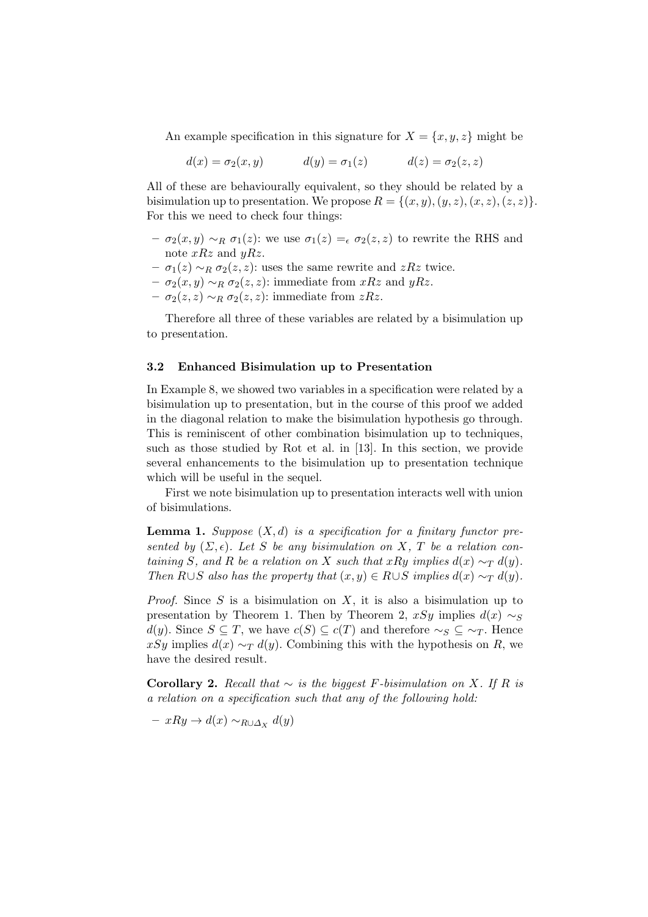An example specification in this signature for $X = \{x, y, z\}$ might be

$$d(x) = \sigma_2(x, y) \qquad d(y) = \sigma_1(z) \qquad d(z) = \sigma_2(z, z)$$

All of these are behaviourally equivalent, so they should be related by a bisimulation up to presentation. We propose $R = \{(x, y), (y, z), (x, z), (z, z)\}$. For this we need to check four things:

- $\sigma_2(x, y) \sim_R \sigma_1(z)$: we use $\sigma_1(z) =_\epsilon \sigma_2(z, z)$ to rewrite the RHS and note $xRz$ and $yRz$.
- $\sigma_1(z) \sim_R \sigma_2(z, z)$: uses the same rewrite and $zRz$ twice.
- $\sigma_2(x, y) \sim_R \sigma_2(z, z)$: immediate from $xRz$ and $yRz$.
- $\sigma_2(z, z) \sim_R \sigma_2(z, z)$: immediate from $zRz$.

Therefore all three of these variables are related by a bisimulation up to presentation.

### 3.2 Enhanced Bisimulation up to Presentation

In Example 8, we showed two variables in a specification were related by a bisimulation up to presentation, but in the course of this proof we added in the diagonal relation to make the bisimulation hypothesis go through. This is reminiscent of other combination bisimulation up to techniques, such as those studied by Rot et al. in [13]. In this section, we provide several enhancements to the bisimulation up to presentation technique which will be useful in the sequel.

First we note bisimulation up to presentation interacts well with union of bisimulations.

**Lemma 1.** *Suppose $(X, d)$ is a specification for a finitary functor presented by $(\Sigma, \epsilon)$. Let $S$ be any bisimulation on $X$, $T$ be a relation containing $S$, and $R$ be a relation on $X$ such that $xRy$ implies $d(x) \sim_T d(y)$. Then $R \cup S$ also has the property that $(x, y) \in R \cup S$ implies $d(x) \sim_T d(y)$.*

*Proof.* Since $S$ is a bisimulation on $X$, it is also a bisimulation up to presentation by Theorem 1. Then by Theorem 2, $xSy$ implies $d(x) \sim_S d(y)$. Since $S \subseteq T$, we have $c(S) \subseteq c(T)$ and therefore $\sim_S \subseteq \sim_T$. Hence $xSy$ implies $d(x) \sim_T d(y)$. Combining this with the hypothesis on $R$, we have the desired result.

**Corollary 2.** *Recall that $\sim$ is the biggest $F$-bisimulation on $X$. If $R$ is a relation on a specification such that any of the following hold:*

- $xRy \to d(x) \sim_{R \cup \Delta_X} d(y)$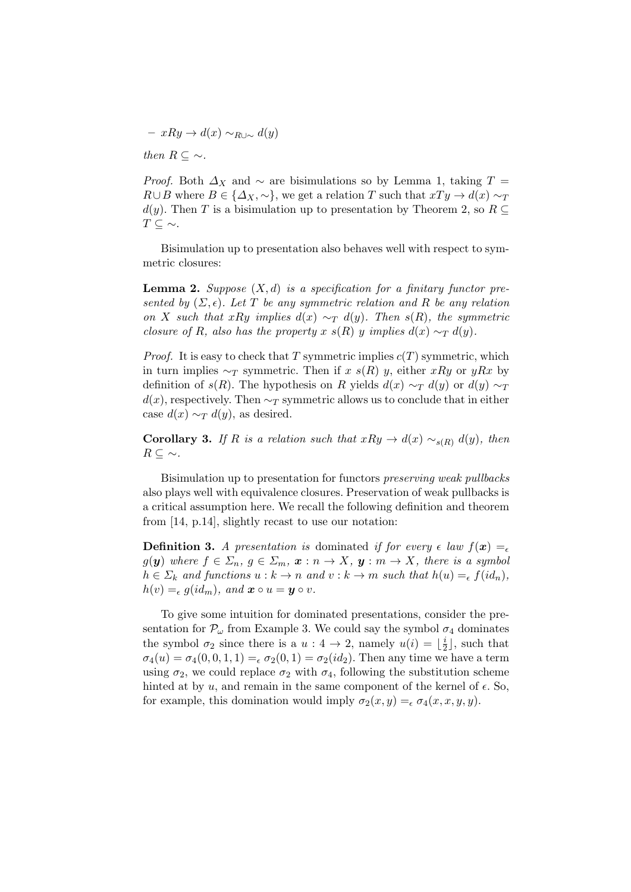– $xRy \to d(x) \sim_{R \cup \sim} d(y)$

*then* $R \subseteq \sim$.

*Proof.* Both $\Delta_X$ and $\sim$ are bisimulations so by Lemma 1, taking $T = R \cup B$ where $B \in \{\Delta_X, \sim\}$, we get a relation $T$ such that $xTy \to d(x) \sim_T d(y)$. Then $T$ is a bisimulation up to presentation by Theorem 2, so $R \subseteq T \subseteq \sim$.

Bisimulation up to presentation also behaves well with respect to symmetric closures:

**Lemma 2.** *Suppose $(X, d)$ is a specification for a finitary functor presented by $(\Sigma, \epsilon)$. Let $T$ be any symmetric relation and $R$ be any relation on $X$ such that $xRy$ implies $d(x) \sim_T d(y)$. Then $s(R)$, the symmetric closure of $R$, also has the property $x\ s(R)\ y$ implies $d(x) \sim_T d(y)$.*

*Proof.* It is easy to check that $T$ symmetric implies $c(T)$ symmetric, which in turn implies $\sim_T$ symmetric. Then if $x\ s(R)\ y$, either $xRy$ or $yRx$ by definition of $s(R)$. The hypothesis on $R$ yields $d(x) \sim_T d(y)$ or $d(y) \sim_T d(x)$, respectively. Then $\sim_T$ symmetric allows us to conclude that in either case $d(x) \sim_T d(y)$, as desired.

**Corollary 3.** *If $R$ is a relation such that $xRy \to d(x) \sim_{s(R)} d(y)$, then $R \subseteq \sim$.*

Bisimulation up to presentation for functors *preserving weak pullbacks* also plays well with equivalence closures. Preservation of weak pullbacks is a critical assumption here. We recall the following definition and theorem from [14, p.14], slightly recast to use our notation:

**Definition 3.** *A presentation is* dominated *if for every $\epsilon$ law $f(\boldsymbol{x}) =_\epsilon g(\boldsymbol{y})$ where $f \in \Sigma_n$, $g \in \Sigma_m$, $\boldsymbol{x} : n \to X$, $\boldsymbol{y} : m \to X$, there is a symbol $h \in \Sigma_k$ and functions $u : k \to n$ and $v : k \to m$ such that $h(u) =_\epsilon f(id_n)$, $h(v) =_\epsilon g(id_m)$, and $\boldsymbol{x} \circ u = \boldsymbol{y} \circ v$.*

To give some intuition for dominated presentations, consider the presentation for $\mathcal{P}_\omega$ from Example 3. We could say the symbol $\sigma_4$ dominates the symbol $\sigma_2$ since there is a $u : 4 \to 2$, namely $u(i) = \lfloor \frac{i}{2} \rfloor$, such that $\sigma_4(u) = \sigma_4(0, 0, 1, 1) =_\epsilon \sigma_2(0, 1) = \sigma_2(id_2)$. Then any time we have a term using $\sigma_2$, we could replace $\sigma_2$ with $\sigma_4$, following the substitution scheme hinted at by $u$, and remain in the same component of the kernel of $\epsilon$. So, for example, this domination would imply $\sigma_2(x, y) =_\epsilon \sigma_4(x, x, y, y)$.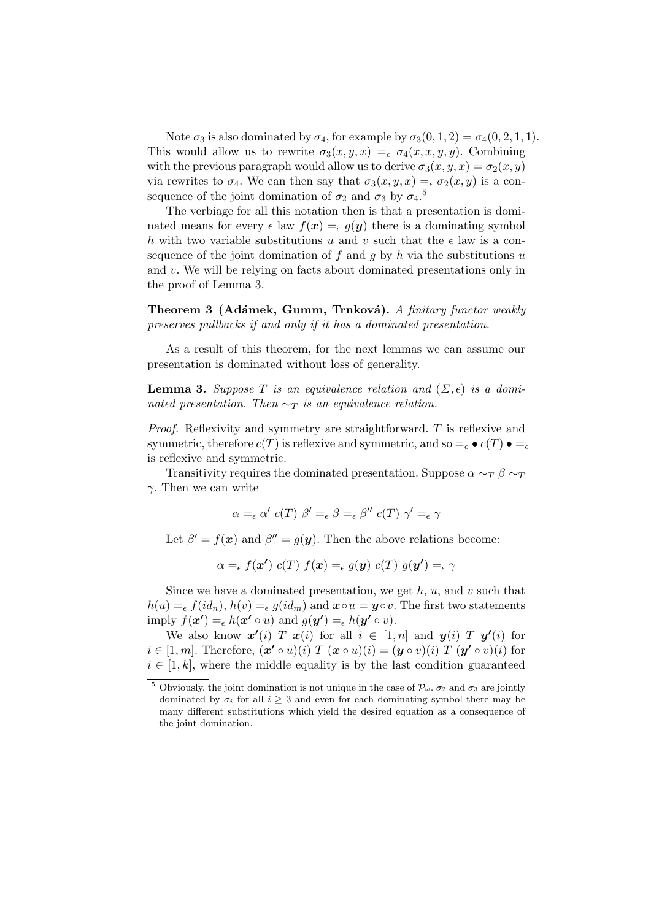Note $\sigma_3$ is also dominated by $\sigma_4$, for example by $\sigma_3(0,1,2) = \sigma_4(0,2,1,1)$. This would allow us to rewrite $\sigma_3(x,y,x) =_\epsilon \sigma_4(x,x,y,y)$. Combining with the previous paragraph would allow us to derive $\sigma_3(x,y,x) = \sigma_2(x,y)$ via rewrites to $\sigma_4$. We can then say that $\sigma_3(x,y,x) =_\epsilon \sigma_2(x,y)$ is a consequence of the joint domination of $\sigma_2$ and $\sigma_3$ by $\sigma_4$.[5]

The verbiage for all this notation then is that a presentation is dominated means for every $\epsilon$ law $f(\boldsymbol{x}) =_\epsilon g(\boldsymbol{y})$ there is a dominating symbol $h$ with two variable substitutions $u$ and $v$ such that the $\epsilon$ law is a consequence of the joint domination of $f$ and $g$ by $h$ via the substitutions $u$ and $v$. We will be relying on facts about dominated presentations only in the proof of Lemma 3.

**Theorem 3 (Adámek, Gumm, Trnková).** *A finitary functor weakly preserves pullbacks if and only if it has a dominated presentation.*

As a result of this theorem, for the next lemmas we can assume our presentation is dominated without loss of generality.

**Lemma 3.** *Suppose $T$ is an equivalence relation and $(\Sigma, \epsilon)$ is a dominated presentation. Then $\sim_T$ is an equivalence relation.*

*Proof.* Reflexivity and symmetry are straightforward. $T$ is reflexive and symmetric, therefore $c(T)$ is reflexive and symmetric, and so $=_\epsilon \bullet\, c(T) \bullet =_\epsilon$ is reflexive and symmetric.

Transitivity requires the dominated presentation. Suppose $\alpha \sim_T \beta \sim_T \gamma$. Then we can write

$$\alpha =_\epsilon \alpha' \; c(T) \; \beta' =_\epsilon \beta =_\epsilon \beta'' \; c(T) \; \gamma' =_\epsilon \gamma$$

Let $\beta' = f(\boldsymbol{x})$ and $\beta'' = g(\boldsymbol{y})$. Then the above relations become:

$$\alpha =_\epsilon f(\boldsymbol{x'}) \; c(T) \; f(\boldsymbol{x}) =_\epsilon g(\boldsymbol{y}) \; c(T) \; g(\boldsymbol{y'}) =_\epsilon \gamma$$

Since we have a dominated presentation, we get $h$, $u$, and $v$ such that $h(u) =_\epsilon f(id_n)$, $h(v) =_\epsilon g(id_m)$ and $\boldsymbol{x} \circ u = \boldsymbol{y} \circ v$. The first two statements imply $f(\boldsymbol{x'}) =_\epsilon h(\boldsymbol{x'} \circ u)$ and $g(\boldsymbol{y'}) =_\epsilon h(\boldsymbol{y'} \circ v)$.

We also know $\boldsymbol{x'}(i) \; T \; \boldsymbol{x}(i)$ for all $i \in [1,n]$ and $\boldsymbol{y}(i) \; T \; \boldsymbol{y'}(i)$ for $i \in [1,m]$. Therefore, $(\boldsymbol{x'} \circ u)(i) \; T \; (\boldsymbol{x} \circ u)(i) = (\boldsymbol{y} \circ v)(i) \; T \; (\boldsymbol{y'} \circ v)(i)$ for $i \in [1,k]$, where the middle equality is by the last condition guaranteed

[5] Obviously, the joint domination is not unique in the case of $\mathcal{P}_\omega$. $\sigma_2$ and $\sigma_3$ are jointly dominated by $\sigma_i$ for all $i \geq 3$ and even for each dominating symbol there may be many different substitutions which yield the desired equation as a consequence of the joint domination.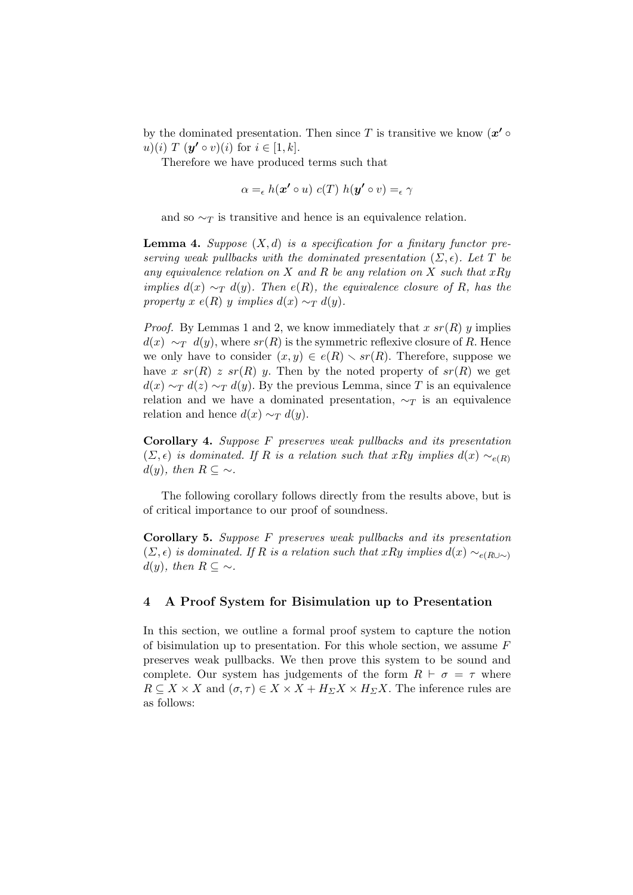by the dominated presentation. Then since $T$ is transitive we know $(\boldsymbol{x'} \circ u)(i)\ T\ (\boldsymbol{y'} \circ v)(i)$ for $i \in [1, k]$.

Therefore we have produced terms such that

$$\alpha =_\epsilon h(\boldsymbol{x'} \circ u)\ c(T)\ h(\boldsymbol{y'} \circ v) =_\epsilon \gamma$$

and so $\sim_T$ is transitive and hence is an equivalence relation.

**Lemma 4.** *Suppose $(X, d)$ is a specification for a finitary functor preserving weak pullbacks with the dominated presentation $(\Sigma, \epsilon)$. Let $T$ be any equivalence relation on $X$ and $R$ be any relation on $X$ such that $xRy$ implies $d(x) \sim_T d(y)$. Then $e(R)$, the equivalence closure of $R$, has the property $x\ e(R)\ y$ implies $d(x) \sim_T d(y)$.*

*Proof.* By Lemmas 1 and 2, we know immediately that $x\ sr(R)\ y$ implies $d(x)\ \sim_T\ d(y)$, where $sr(R)$ is the symmetric reflexive closure of $R$. Hence we only have to consider $(x, y) \in e(R) \setminus sr(R)$. Therefore, suppose we have $x\ sr(R)\ z\ sr(R)\ y$. Then by the noted property of $sr(R)$ we get $d(x) \sim_T d(z) \sim_T d(y)$. By the previous Lemma, since $T$ is an equivalence relation and we have a dominated presentation, $\sim_T$ is an equivalence relation and hence $d(x) \sim_T d(y)$.

**Corollary 4.** *Suppose $F$ preserves weak pullbacks and its presentation $(\Sigma, \epsilon)$ is dominated. If $R$ is a relation such that $xRy$ implies $d(x) \sim_{e(R)} d(y)$, then $R \subseteq \sim$.*

The following corollary follows directly from the results above, but is of critical importance to our proof of soundness.

**Corollary 5.** *Suppose $F$ preserves weak pullbacks and its presentation $(\Sigma, \epsilon)$ is dominated. If $R$ is a relation such that $xRy$ implies $d(x) \sim_{e(R \cup \sim)} d(y)$, then $R \subseteq \sim$.*

## 4 A Proof System for Bisimulation up to Presentation

In this section, we outline a formal proof system to capture the notion of bisimulation up to presentation. For this whole section, we assume $F$ preserves weak pullbacks. We then prove this system to be sound and complete. Our system has judgements of the form $R \vdash \sigma = \tau$ where $R \subseteq X \times X$ and $(\sigma, \tau) \in X \times X + H_\Sigma X \times H_\Sigma X$. The inference rules are as follows: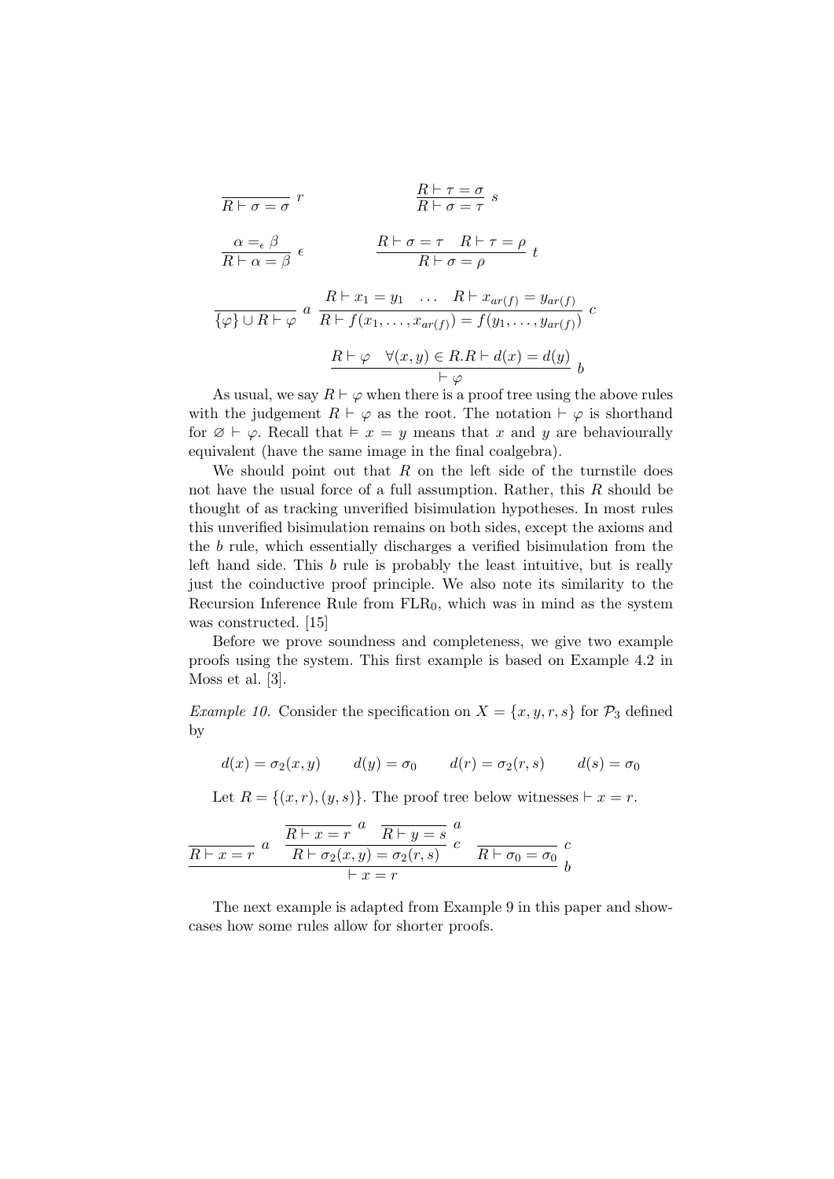$$\frac{}{R \vdash \sigma = \sigma}\ r \qquad\qquad \frac{R \vdash \tau = \sigma}{R \vdash \sigma = \tau}\ s$$

$$\frac{\alpha =_\epsilon \beta}{R \vdash \alpha = \beta}\ \epsilon \qquad\qquad \frac{R \vdash \sigma = \tau \quad R \vdash \tau = \rho}{R \vdash \sigma = \rho}\ t$$

$$\frac{}{\{\varphi\} \cup R \vdash \varphi}\ a \quad \frac{R \vdash x_1 = y_1 \quad \dots \quad R \vdash x_{ar(f)} = y_{ar(f)}}{R \vdash f(x_1, \dots, x_{ar(f)}) = f(y_1, \dots, y_{ar(f)})}\ c$$

$$\frac{R \vdash \varphi \quad \forall (x,y) \in R. R \vdash d(x) = d(y)}{\vdash \varphi}\ b$$

As usual, we say $R \vdash \varphi$ when there is a proof tree using the above rules with the judgement $R \vdash \varphi$ as the root. The notation $\vdash \varphi$ is shorthand for $\varnothing \vdash \varphi$. Recall that $\vDash x = y$ means that $x$ and $y$ are behaviourally equivalent (have the same image in the final coalgebra).

We should point out that $R$ on the left side of the turnstile does not have the usual force of a full assumption. Rather, this $R$ should be thought of as tracking unverified bisimulation hypotheses. In most rules this unverified bisimulation remains on both sides, except the axioms and the $b$ rule, which essentially discharges a verified bisimulation from the left hand side. This $b$ rule is probably the least intuitive, but is really just the coinductive proof principle. We also note its similarity to the Recursion Inference Rule from $\mathrm{FLR}_0$, which was in mind as the system was constructed. [15]

Before we prove soundness and completeness, we give two example proofs using the system. This first example is based on Example 4.2 in Moss et al. [3].

*Example 10.* Consider the specification on $X = \{x, y, r, s\}$ for $\mathcal{P}_3$ defined by

$$d(x) = \sigma_2(x, y) \qquad d(y) = \sigma_0 \qquad d(r) = \sigma_2(r, s) \qquad d(s) = \sigma_0$$

Let $R = \{(x, r), (y, s)\}$. The proof tree below witnesses $\vdash x = r$.

$$\frac{\dfrac{}{R \vdash x = r}\ a \quad \dfrac{\dfrac{}{R \vdash x = r}\ a \quad \dfrac{}{R \vdash y = s}\ a}{R \vdash \sigma_2(x, y) = \sigma_2(r, s)}\ c \quad \dfrac{}{R \vdash \sigma_0 = \sigma_0}\ c}{\vdash x = r}\ b$$

The next example is adapted from Example 9 in this paper and showcases how some rules allow for shorter proofs.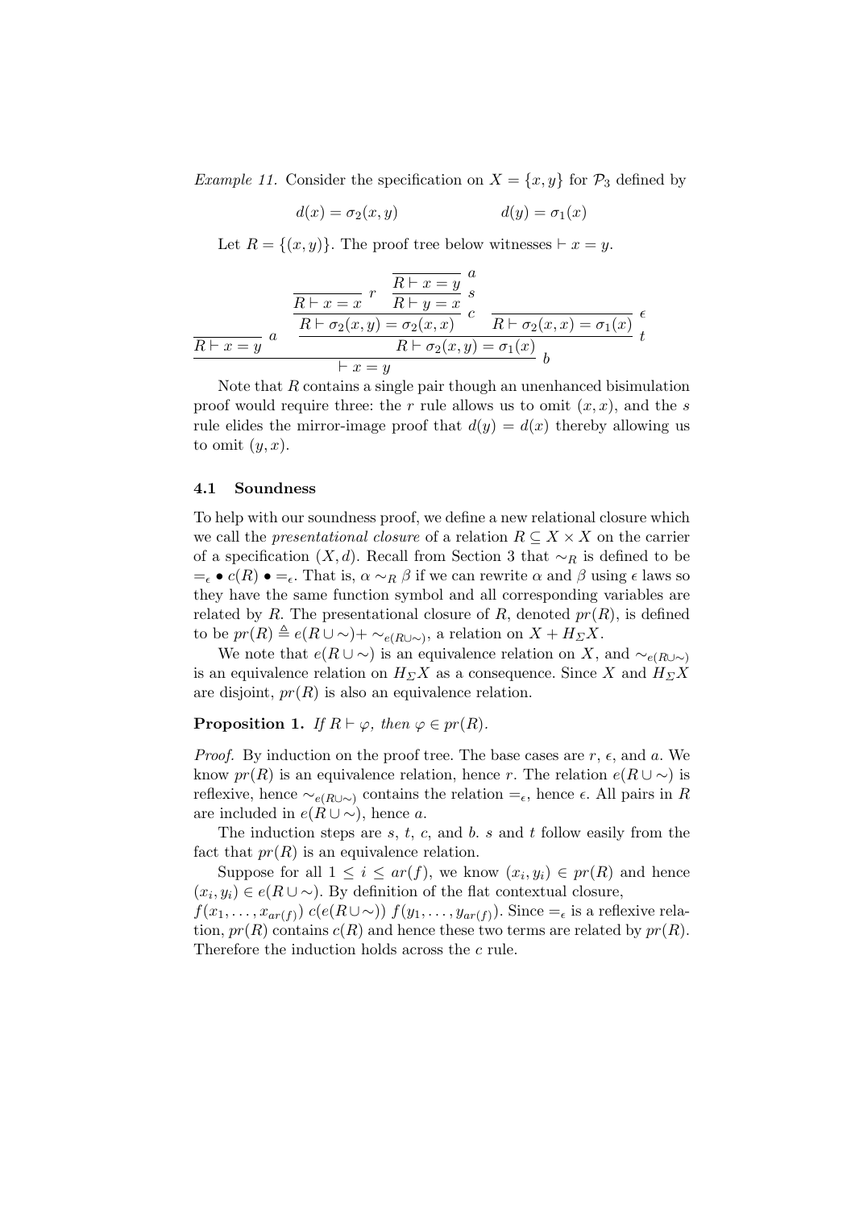*Example 11.* Consider the specification on $X = \{x, y\}$ for $\mathcal{P}_3$ defined by

$$d(x) = \sigma_2(x, y) \qquad\qquad d(y) = \sigma_1(x)$$

Let $R = \{(x, y)\}$. The proof tree below witnesses $\vdash x = y$.

$$\dfrac{\dfrac{}{R \vdash x = y}\,a \qquad \dfrac{\dfrac{\dfrac{}{R \vdash x = x}\,r \quad \dfrac{\dfrac{}{R \vdash x = y}\,a}{R \vdash y = x}\,s}{R \vdash \sigma_2(x,y) = \sigma_2(x,x)}\,c \quad \dfrac{}{R \vdash \sigma_2(x,x) = \sigma_1(x)}\,\epsilon}{R \vdash \sigma_2(x,y) = \sigma_1(x)}\,t}{\vdash x = y}\,b$$

Note that $R$ contains a single pair though an unenhanced bisimulation proof would require three: the $r$ rule allows us to omit $(x, x)$, and the $s$ rule elides the mirror-image proof that $d(y) = d(x)$ thereby allowing us to omit $(y, x)$.

### 4.1 Soundness

To help with our soundness proof, we define a new relational closure which we call the *presentational closure* of a relation $R \subseteq X \times X$ on the carrier of a specification $(X, d)$. Recall from Section 3 that $\sim_R$ is defined to be $=_\epsilon \bullet c(R) \bullet =_\epsilon$. That is, $\alpha \sim_R \beta$ if we can rewrite $\alpha$ and $\beta$ using $\epsilon$ laws so they have the same function symbol and all corresponding variables are related by $R$. The presentational closure of $R$, denoted $pr(R)$, is defined to be $pr(R) \triangleq e(R \cup \sim) + \sim_{e(R \cup \sim)}$, a relation on $X + H_\Sigma X$.

We note that $e(R \cup \sim)$ is an equivalence relation on $X$, and $\sim_{e(R\cup\sim)}$ is an equivalence relation on $H_\Sigma X$ as a consequence. Since $X$ and $H_\Sigma X$ are disjoint, $pr(R)$ is also an equivalence relation.

**Proposition 1.** *If $R \vdash \varphi$, then $\varphi \in pr(R)$.*

*Proof.* By induction on the proof tree. The base cases are $r$, $\epsilon$, and $a$. We know $pr(R)$ is an equivalence relation, hence $r$. The relation $e(R \cup \sim)$ is reflexive, hence $\sim_{e(R\cup\sim)}$ contains the relation $=_\epsilon$, hence $\epsilon$. All pairs in $R$ are included in $e(R \cup \sim)$, hence $a$.

The induction steps are $s$, $t$, $c$, and $b$. $s$ and $t$ follow easily from the fact that $pr(R)$ is an equivalence relation.

Suppose for all $1 \leq i \leq ar(f)$, we know $(x_i, y_i) \in pr(R)$ and hence $(x_i, y_i) \in e(R \cup \sim)$. By definition of the flat contextual closure, $f(x_1, \ldots, x_{ar(f)})\ c(e(R\cup\sim))\ f(y_1, \ldots, y_{ar(f)})$. Since $=_\epsilon$ is a reflexive relation, $pr(R)$ contains $c(R)$ and hence these two terms are related by $pr(R)$. Therefore the induction holds across the $c$ rule.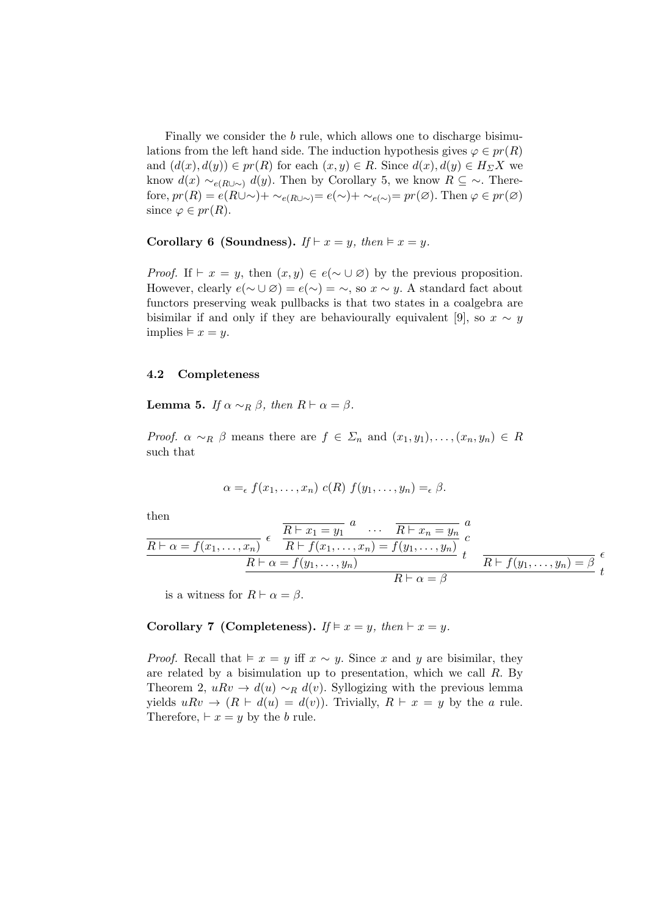Finally we consider the $b$ rule, which allows one to discharge bisimulations from the left hand side. The induction hypothesis gives $\varphi \in pr(R)$ and $(d(x), d(y)) \in pr(R)$ for each $(x, y) \in R$. Since $d(x), d(y) \in H_\Sigma X$ we know $d(x) \sim_{e(R\cup\sim)} d(y)$. Then by Corollary 5, we know $R \subseteq \sim$. Therefore, $pr(R) = e(R\cup\sim) + \sim_{e(R\cup\sim)} = e(\sim) + \sim_{e(\sim)} = pr(\varnothing)$. Then $\varphi \in pr(\varnothing)$ since $\varphi \in pr(R)$.

**Corollary 6 (Soundness).** *If $\vdash x = y$, then $\vDash x = y$.*

*Proof.* If $\vdash x = y$, then $(x, y) \in e(\sim \cup \varnothing)$ by the previous proposition. However, clearly $e(\sim \cup \varnothing) = e(\sim) = \sim$, so $x \sim y$. A standard fact about functors preserving weak pullbacks is that two states in a coalgebra are bisimilar if and only if they are behaviourally equivalent [9], so $x \sim y$ implies $\vDash x = y$.

### 4.2 Completeness

**Lemma 5.** *If $\alpha \sim_R \beta$, then $R \vdash \alpha = \beta$.*

*Proof.* $\alpha \sim_R \beta$ means there are $f \in \Sigma_n$ and $(x_1, y_1), \ldots, (x_n, y_n) \in R$ such that

$$\alpha =_\epsilon f(x_1, \ldots, x_n)\ c(R)\ f(y_1, \ldots, y_n) =_\epsilon \beta.$$

then

$$\dfrac{\dfrac{\dfrac{}{R \vdash \alpha = f(x_1,\ldots,x_n)}\,\epsilon \qquad \dfrac{\dfrac{}{R \vdash x_1 = y_1}\,a \quad \cdots \quad \dfrac{}{R \vdash x_n = y_n}\,a}{R \vdash f(x_1,\ldots,x_n) = f(y_1,\ldots,y_n)}\,c}{R \vdash \alpha = f(y_1,\ldots,y_n)}\,t \qquad \dfrac{}{R \vdash f(y_1,\ldots,y_n) = \beta}\,\epsilon}{R \vdash \alpha = \beta}\,t$$

is a witness for $R \vdash \alpha = \beta$.

**Corollary 7 (Completeness).** *If $\vDash x = y$, then $\vdash x = y$.*

*Proof.* Recall that $\vDash x = y$ iff $x \sim y$. Since $x$ and $y$ are bisimilar, they are related by a bisimulation up to presentation, which we call $R$. By Theorem 2, $uRv \to d(u) \sim_R d(v)$. Syllogizing with the previous lemma yields $uRv \to (R \vdash d(u) = d(v))$. Trivially, $R \vdash x = y$ by the $a$ rule. Therefore, $\vdash x = y$ by the $b$ rule.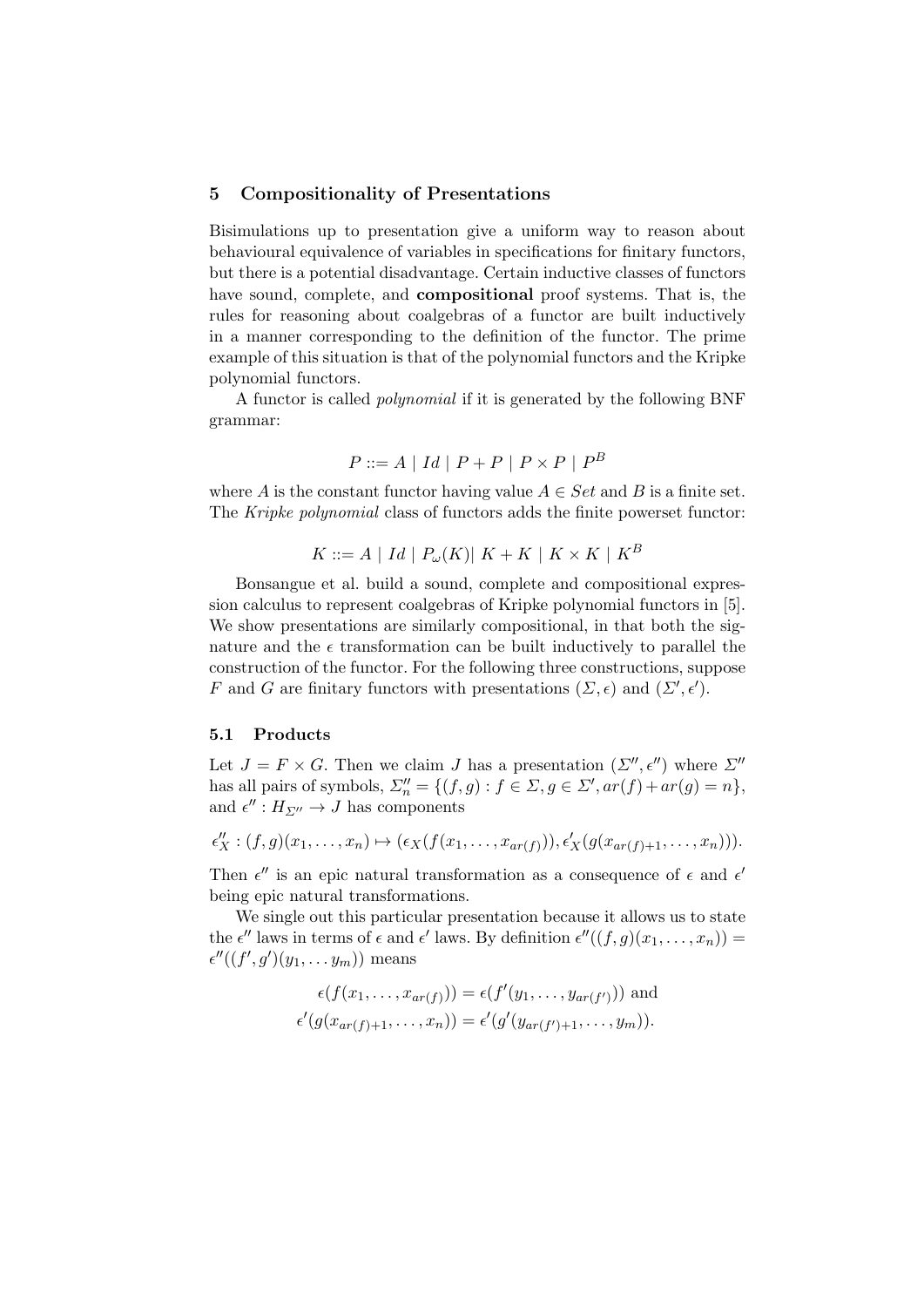## 5 Compositionality of Presentations

Bisimulations up to presentation give a uniform way to reason about behavioural equivalence of variables in specifications for finitary functors, but there is a potential disadvantage. Certain inductive classes of functors have sound, complete, and **compositional** proof systems. That is, the rules for reasoning about coalgebras of a functor are built inductively in a manner corresponding to the definition of the functor. The prime example of this situation is that of the polynomial functors and the Kripke polynomial functors.

A functor is called *polynomial* if it is generated by the following BNF grammar:

$$P ::= A \mid Id \mid P + P \mid P \times P \mid P^B$$

where $A$ is the constant functor having value $A \in Set$ and $B$ is a finite set. The *Kripke polynomial* class of functors adds the finite powerset functor:

$$K ::= A \mid Id \mid P_\omega(K) \mid K + K \mid K \times K \mid K^B$$

Bonsangue et al. build a sound, complete and compositional expression calculus to represent coalgebras of Kripke polynomial functors in [5]. We show presentations are similarly compositional, in that both the signature and the $\epsilon$ transformation can be built inductively to parallel the construction of the functor. For the following three constructions, suppose $F$ and $G$ are finitary functors with presentations $(\Sigma, \epsilon)$ and $(\Sigma', \epsilon')$.

### 5.1 Products

Let $J = F \times G$. Then we claim $J$ has a presentation $(\Sigma'', \epsilon'')$ where $\Sigma''$ has all pairs of symbols, $\Sigma''_n = \{(f, g) : f \in \Sigma, g \in \Sigma', ar(f) + ar(g) = n\}$, and $\epsilon'' : H_{\Sigma''} \to J$ has components

$$\epsilon''_X : (f, g)(x_1, \ldots, x_n) \mapsto (\epsilon_X(f(x_1, \ldots, x_{ar(f)})), \epsilon'_X(g(x_{ar(f)+1}, \ldots, x_n))).$$

Then $\epsilon''$ is an epic natural transformation as a consequence of $\epsilon$ and $\epsilon'$ being epic natural transformations.

We single out this particular presentation because it allows us to state the $\epsilon''$ laws in terms of $\epsilon$ and $\epsilon'$ laws. By definition $\epsilon''((f, g)(x_1, \ldots, x_n)) = \epsilon''((f', g')(y_1, \ldots y_m))$ means

$$\epsilon(f(x_1, \ldots, x_{ar(f)})) = \epsilon(f'(y_1, \ldots, y_{ar(f')})) \text{ and}$$
$$\epsilon'(g(x_{ar(f)+1}, \ldots, x_n)) = \epsilon'(g'(y_{ar(f')+1}, \ldots, y_m)).$$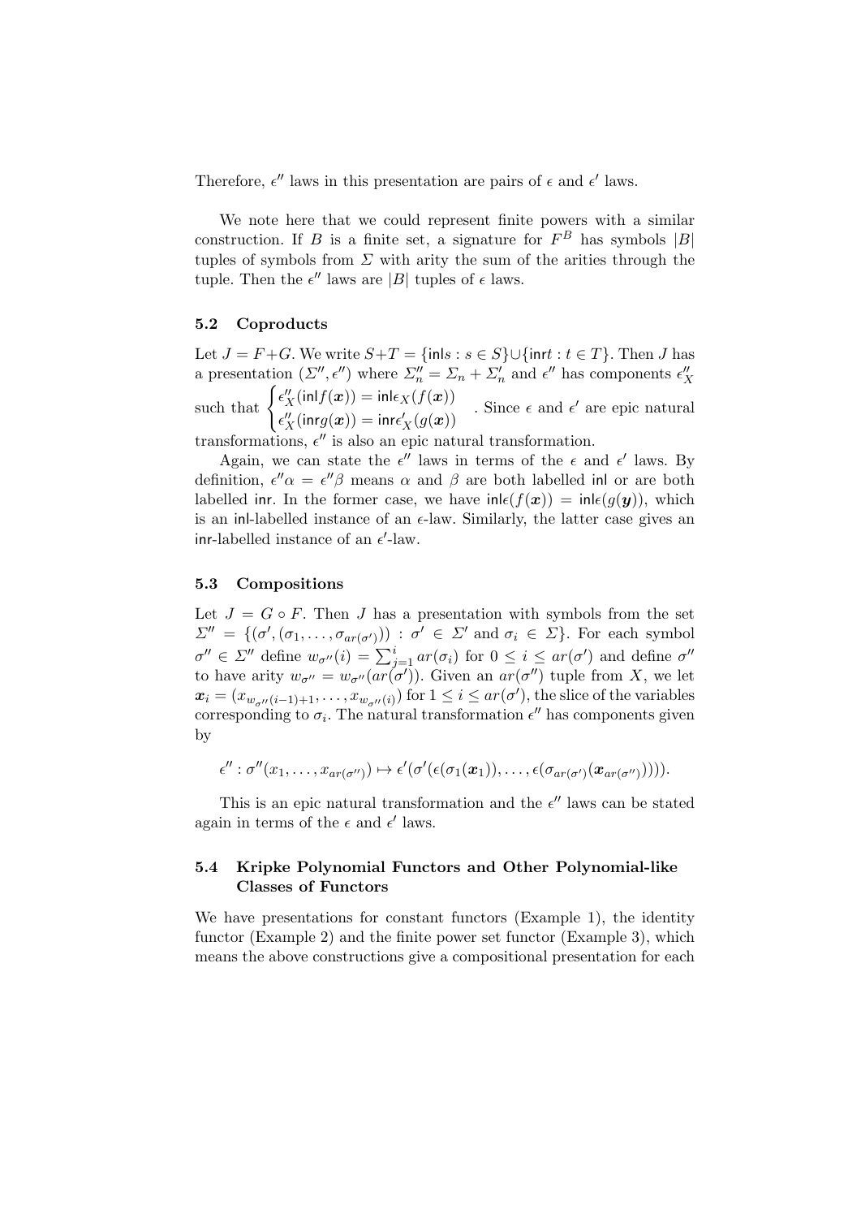Therefore, $\epsilon''$ laws in this presentation are pairs of $\epsilon$ and $\epsilon'$ laws.

We note here that we could represent finite powers with a similar construction. If $B$ is a finite set, a signature for $F^B$ has symbols $|B|$ tuples of symbols from $\Sigma$ with arity the sum of the arities through the tuple. Then the $\epsilon''$ laws are $|B|$ tuples of $\epsilon$ laws.

### 5.2 Coproducts

Let $J = F + G$. We write $S + T = \{\mathsf{inl}s : s \in S\} \cup \{\mathsf{inr}t : t \in T\}$. Then $J$ has a presentation $(\Sigma'', \epsilon'')$ where $\Sigma''_n = \Sigma_n + \Sigma'_n$ and $\epsilon''$ has components $\epsilon''_X$ such that $\begin{cases} \epsilon''_X(\mathsf{inl}f(\boldsymbol{x})) = \mathsf{inl}\epsilon_X(f(\boldsymbol{x})) \\ \epsilon''_X(\mathsf{inr}g(\boldsymbol{x})) = \mathsf{inr}\epsilon'_X(g(\boldsymbol{x})) \end{cases}$. Since $\epsilon$ and $\epsilon'$ are epic natural transformations, $\epsilon''$ is also an epic natural transformation.

Again, we can state the $\epsilon''$ laws in terms of the $\epsilon$ and $\epsilon'$ laws. By definition, $\epsilon''\alpha = \epsilon''\beta$ means $\alpha$ and $\beta$ are both labelled $\mathsf{inl}$ or are both labelled $\mathsf{inr}$. In the former case, we have $\mathsf{inl}\epsilon(f(\boldsymbol{x})) = \mathsf{inl}\epsilon(g(\boldsymbol{y}))$, which is an $\mathsf{inl}$-labelled instance of an $\epsilon$-law. Similarly, the latter case gives an $\mathsf{inr}$-labelled instance of an $\epsilon'$-law.

### 5.3 Compositions

Let $J = G \circ F$. Then $J$ has a presentation with symbols from the set $\Sigma'' = \{(\sigma', (\sigma_1, \ldots, \sigma_{ar(\sigma')})) : \sigma' \in \Sigma' \text{ and } \sigma_i \in \Sigma\}$. For each symbol $\sigma'' \in \Sigma''$ define $w_{\sigma''}(i) = \sum_{j=1}^{i} ar(\sigma_i)$ for $0 \leq i \leq ar(\sigma')$ and define $\sigma''$ to have arity $w_{\sigma''} = w_{\sigma''}(ar(\sigma'))$. Given an $ar(\sigma'')$ tuple from $X$, we let $\boldsymbol{x}_i = (x_{w_{\sigma''}(i-1)+1}, \ldots, x_{w_{\sigma''}(i)})$ for $1 \leq i \leq ar(\sigma')$, the slice of the variables corresponding to $\sigma_i$. The natural transformation $\epsilon''$ has components given by

$$\epsilon'' : \sigma''(x_1, \ldots, x_{ar(\sigma'')}) \mapsto \epsilon'(\sigma'(\epsilon(\sigma_1(\boldsymbol{x}_1)), \ldots, \epsilon(\sigma_{ar(\sigma')}(\boldsymbol{x}_{ar(\sigma'')})))).$$

This is an epic natural transformation and the $\epsilon''$ laws can be stated again in terms of the $\epsilon$ and $\epsilon'$ laws.

### 5.4 Kripke Polynomial Functors and Other Polynomial-like Classes of Functors

We have presentations for constant functors (Example 1), the identity functor (Example 2) and the finite power set functor (Example 3), which means the above constructions give a compositional presentation for each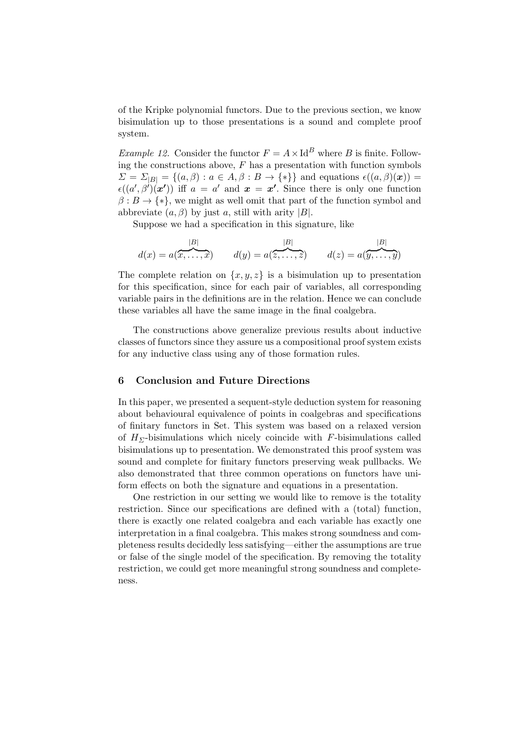of the Kripke polynomial functors. Due to the previous section, we know bisimulation up to those presentations is a sound and complete proof system.

*Example 12.* Consider the functor $F = A \times \mathrm{Id}^B$ where $B$ is finite. Following the constructions above, $F$ has a presentation with function symbols $\Sigma = \Sigma_{|B|} = \{(a, \beta) : a \in A, \beta : B \to \{*\}\}$ and equations $\epsilon((a, \beta)(\boldsymbol{x})) = \epsilon((a', \beta')(\boldsymbol{x'}))$ iff $a = a'$ and $\boldsymbol{x} = \boldsymbol{x'}$. Since there is only one function $\beta : B \to \{*\}$, we might as well omit that part of the function symbol and abbreviate $(a, \beta)$ by just $a$, still with arity $|B|$.

Suppose we had a specification in this signature, like

$$d(x) = a(\overbrace{x, \ldots, x}^{|B|}) \qquad d(y) = a(\overbrace{z, \ldots, z}^{|B|}) \qquad d(z) = a(\overbrace{y, \ldots, y}^{|B|})$$

The complete relation on $\{x, y, z\}$ is a bisimulation up to presentation for this specification, since for each pair of variables, all corresponding variable pairs in the definitions are in the relation. Hence we can conclude these variables all have the same image in the final coalgebra.

The constructions above generalize previous results about inductive classes of functors since they assure us a compositional proof system exists for any inductive class using any of those formation rules.

## 6 Conclusion and Future Directions

In this paper, we presented a sequent-style deduction system for reasoning about behavioural equivalence of points in coalgebras and specifications of finitary functors in Set. This system was based on a relaxed version of $H_\Sigma$-bisimulations which nicely coincide with $F$-bisimulations called bisimulations up to presentation. We demonstrated this proof system was sound and complete for finitary functors preserving weak pullbacks. We also demonstrated that three common operations on functors have uniform effects on both the signature and equations in a presentation.

One restriction in our setting we would like to remove is the totality restriction. Since our specifications are defined with a (total) function, there is exactly one related coalgebra and each variable has exactly one interpretation in a final coalgebra. This makes strong soundness and completeness results decidedly less satisfying—either the assumptions are true or false of the single model of the specification. By removing the totality restriction, we could get more meaningful strong soundness and completeness.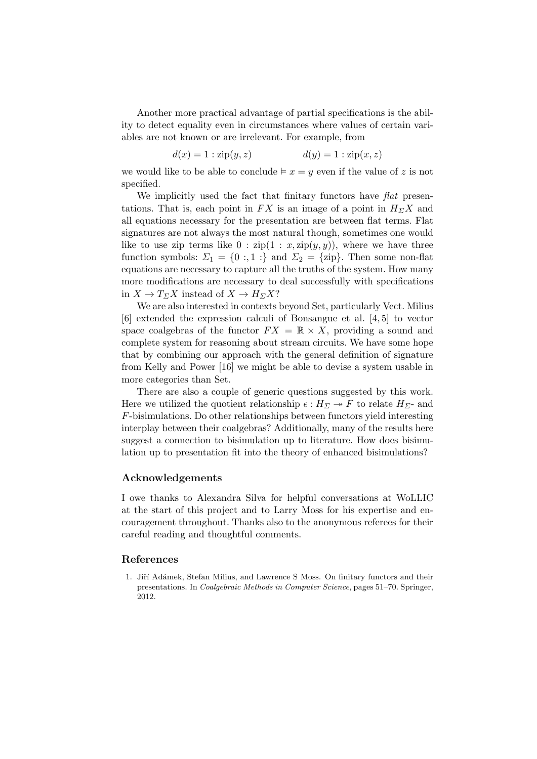Another more practical advantage of partial specifications is the ability to detect equality even in circumstances where values of certain variables are not known or are irrelevant. For example, from

$$d(x) = 1 : \text{zip}(y, z) \qquad\qquad d(y) = 1 : \text{zip}(x, z)$$

we would like to be able to conclude $\vDash x = y$ even if the value of $z$ is not specified.

We implicitly used the fact that finitary functors have *flat* presentations. That is, each point in $FX$ is an image of a point in $H_\Sigma X$ and all equations necessary for the presentation are between flat terms. Flat signatures are not always the most natural though, sometimes one would like to use zip terms like $0 : \text{zip}(1 : x, \text{zip}(y, y))$, where we have three function symbols: $\Sigma_1 = \{0 :, 1 :\}$ and $\Sigma_2 = \{\text{zip}\}$. Then some non-flat equations are necessary to capture all the truths of the system. How many more modifications are necessary to deal successfully with specifications in $X \to T_\Sigma X$ instead of $X \to H_\Sigma X$?

We are also interested in contexts beyond Set, particularly Vect. Milius [6] extended the expression calculi of Bonsangue et al. [4, 5] to vector space coalgebras of the functor $FX = \mathbb{R} \times X$, providing a sound and complete system for reasoning about stream circuits. We have some hope that by combining our approach with the general definition of signature from Kelly and Power [16] we might be able to devise a system usable in more categories than Set.

There are also a couple of generic questions suggested by this work. Here we utilized the quotient relationship $\epsilon : H_\Sigma \twoheadrightarrow F$ to relate $H_\Sigma$- and $F$-bisimulations. Do other relationships between functors yield interesting interplay between their coalgebras? Additionally, many of the results here suggest a connection to bisimulation up to literature. How does bisimulation up to presentation fit into the theory of enhanced bisimulations?

## Acknowledgements

I owe thanks to Alexandra Silva for helpful conversations at WoLLIC at the start of this project and to Larry Moss for his expertise and encouragement throughout. Thanks also to the anonymous referees for their careful reading and thoughtful comments.

## References

1. Jiří Adámek, Stefan Milius, and Lawrence S Moss. On finitary functors and their presentations. In *Coalgebraic Methods in Computer Science*, pages 51–70. Springer, 2012.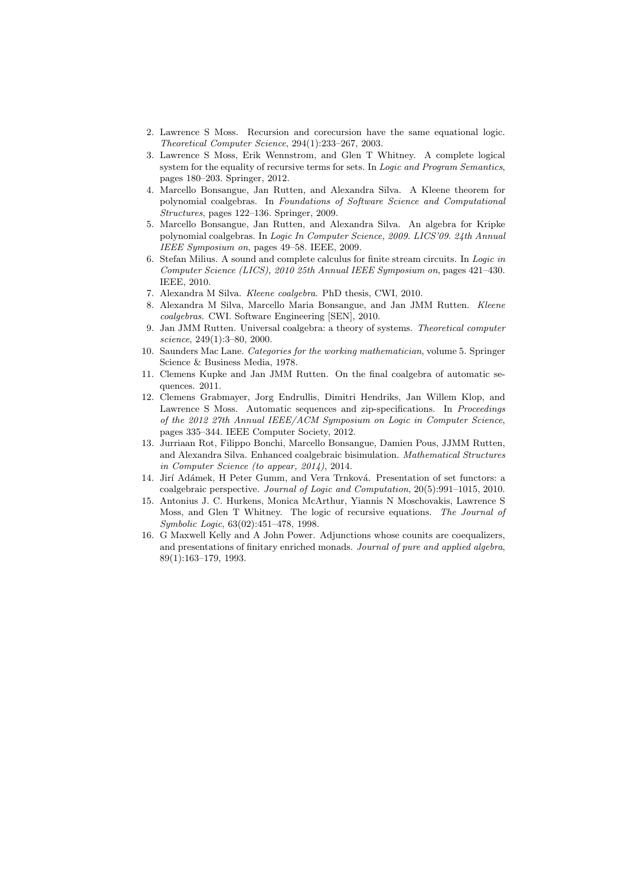2. Lawrence S Moss. Recursion and corecursion have the same equational logic. *Theoretical Computer Science*, 294(1):233–267, 2003.
3. Lawrence S Moss, Erik Wennstrom, and Glen T Whitney. A complete logical system for the equality of recursive terms for sets. In *Logic and Program Semantics*, pages 180–203. Springer, 2012.
4. Marcello Bonsangue, Jan Rutten, and Alexandra Silva. A Kleene theorem for polynomial coalgebras. In *Foundations of Software Science and Computational Structures*, pages 122–136. Springer, 2009.
5. Marcello Bonsangue, Jan Rutten, and Alexandra Silva. An algebra for Kripke polynomial coalgebras. In *Logic In Computer Science, 2009. LICS'09. 24th Annual IEEE Symposium on*, pages 49–58. IEEE, 2009.
6. Stefan Milius. A sound and complete calculus for finite stream circuits. In *Logic in Computer Science (LICS), 2010 25th Annual IEEE Symposium on*, pages 421–430. IEEE, 2010.
7. Alexandra M Silva. *Kleene coalgebra*. PhD thesis, CWI, 2010.
8. Alexandra M Silva, Marcello Maria Bonsangue, and Jan JMM Rutten. *Kleene coalgebras*. CWI. Software Engineering [SEN], 2010.
9. Jan JMM Rutten. Universal coalgebra: a theory of systems. *Theoretical computer science*, 249(1):3–80, 2000.
10. Saunders Mac Lane. *Categories for the working mathematician*, volume 5. Springer Science & Business Media, 1978.
11. Clemens Kupke and Jan JMM Rutten. On the final coalgebra of automatic sequences. 2011.
12. Clemens Grabmayer, Jorg Endrullis, Dimitri Hendriks, Jan Willem Klop, and Lawrence S Moss. Automatic sequences and zip-specifications. In *Proceedings of the 2012 27th Annual IEEE/ACM Symposium on Logic in Computer Science*, pages 335–344. IEEE Computer Society, 2012.
13. Jurriaan Rot, Filippo Bonchi, Marcello Bonsangue, Damien Pous, JJMM Rutten, and Alexandra Silva. Enhanced coalgebraic bisimulation. *Mathematical Structures in Computer Science (to appear, 2014)*, 2014.
14. Jirí Adámek, H Peter Gumm, and Vera Trnková. Presentation of set functors: a coalgebraic perspective. *Journal of Logic and Computation*, 20(5):991–1015, 2010.
15. Antonius J. C. Hurkens, Monica McArthur, Yiannis N Moschovakis, Lawrence S Moss, and Glen T Whitney. The logic of recursive equations. *The Journal of Symbolic Logic*, 63(02):451–478, 1998.
16. G Maxwell Kelly and A John Power. Adjunctions whose counits are coequalizers, and presentations of finitary enriched monads. *Journal of pure and applied algebra*, 89(1):163–179, 1993.